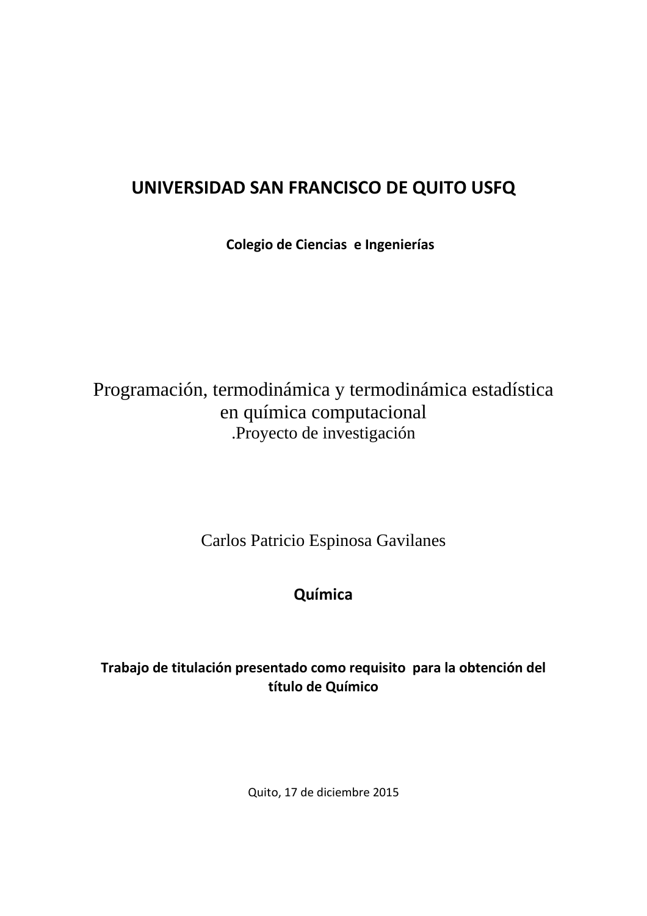# UNIVERSIDAD SAN FRANCISCO DE QUITO USFQ

**Colegio de Ciencias e Ingenierías**

## Programación, termodinámica y termodinámica estadística en química computacional

.Proyecto de investigación

Carlos Patricio Espinosa Gavilanes

**Química**

**Trabajo de titulación presentado como requisito para la obtención del título de Químico**

Quito, 17 de diciembre 2015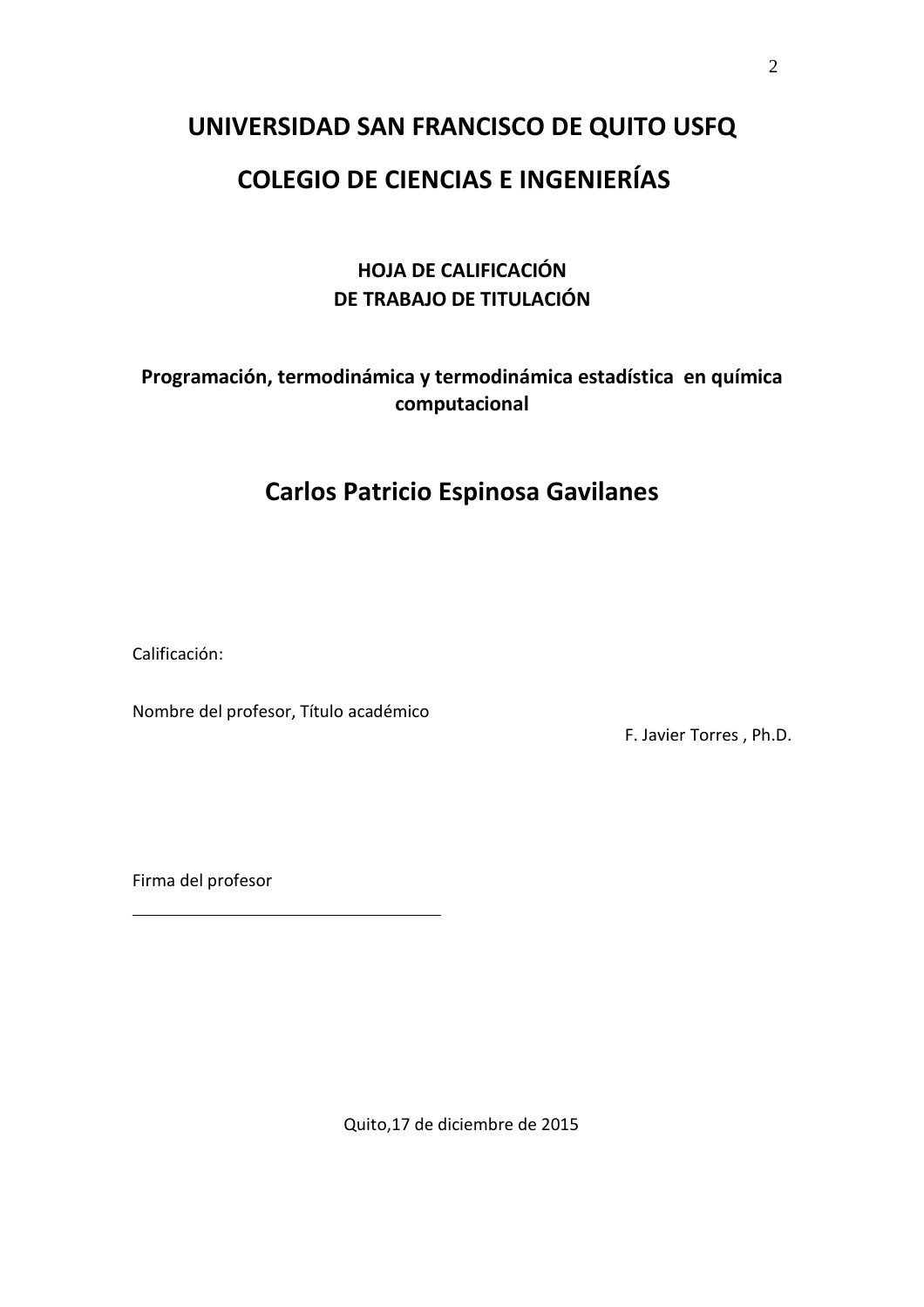# UNIVERSIDAD SAN FRANCISCO DE QUITO USFQ

# COLEGIO DE CIENCIAS E INGENIERÍAS

## HOJA DE CALIFICACIÓN
## DE TRABAJO DE TITULACIÓN

### Programación, termodinámica y termodinámica estadística en química computacional

## Carlos Patricio Espinosa Gavilanes

Calificación:

Nombre del profesor, Título académico

F. Javier Torres , Ph.D.

Firma del profesor

\_\_\_\_\_\_\_\_\_\_\_\_\_\_\_\_\_\_\_\_\_\_\_\_\_\_\_\_\_\_\_\_

Quito,17 de diciembre de 2015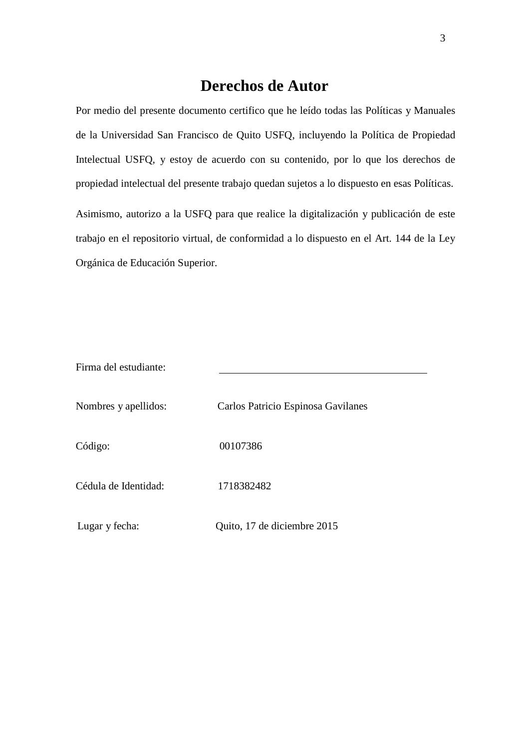# Derechos de Autor

Por medio del presente documento certifico que he leído todas las Políticas y Manuales de la Universidad San Francisco de Quito USFQ, incluyendo la Política de Propiedad Intelectual USFQ, y estoy de acuerdo con su contenido, por lo que los derechos de propiedad intelectual del presente trabajo quedan sujetos a lo dispuesto en esas Políticas.

Asimismo, autorizo a la USFQ para que realice la digitalización y publicación de este trabajo en el repositorio virtual, de conformidad a lo dispuesto en el Art. 144 de la Ley Orgánica de Educación Superior.

Firma del estudiante: _______________________________________

Nombres y apellidos: Carlos Patricio Espinosa Gavilanes

Código: 00107386

Cédula de Identidad: 1718382482

Lugar y fecha: Quito, 17 de diciembre 2015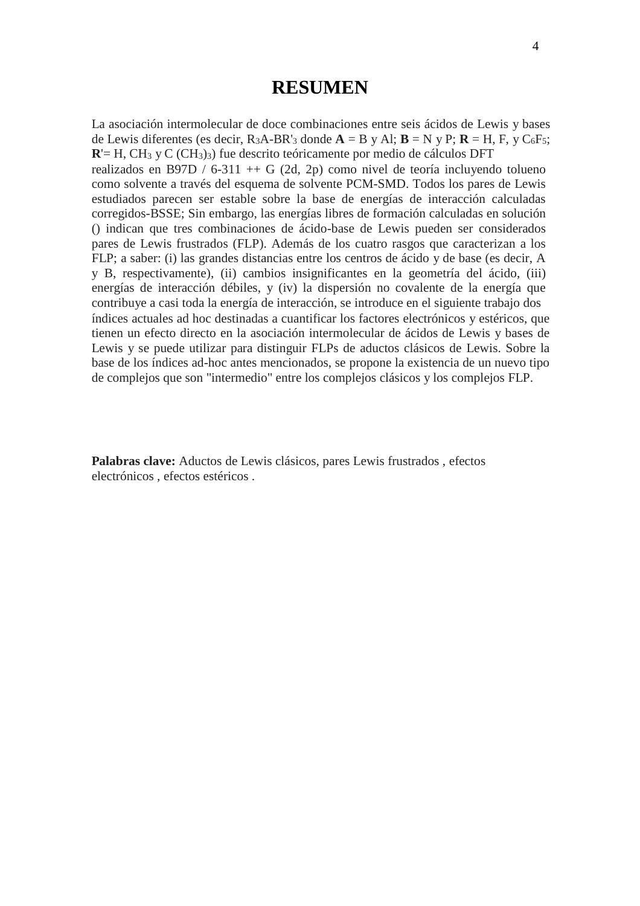# RESUMEN

La asociación intermolecular de doce combinaciones entre seis ácidos de Lewis y bases de Lewis diferentes (es decir, $R_3A$-$BR'_3$ donde **A** = B y Al; **B** = N y P; **R** = H, F, y $C_6F_5$; **R**'= H, $CH_3$ y $C(CH_3)_3$) fue descrito teóricamente por medio de cálculos DFT realizados en B97D / 6-311 ++ G (2d, 2p) como nivel de teoría incluyendo tolueno como solvente a través del esquema de solvente PCM-SMD. Todos los pares de Lewis estudiados parecen ser estable sobre la base de energías de interacción calculadas corregidos-BSSE; Sin embargo, las energías libres de formación calculadas en solución () indican que tres combinaciones de ácido-base de Lewis pueden ser considerados pares de Lewis frustrados (FLP). Además de los cuatro rasgos que caracterizan a los FLP; a saber: (i) las grandes distancias entre los centros de ácido y de base (es decir, A y B, respectivamente), (ii) cambios insignificantes en la geometría del ácido, (iii) energías de interacción débiles, y (iv) la dispersión no covalente de la energía que contribuye a casi toda la energía de interacción, se introduce en el siguiente trabajo dos índices actuales ad hoc destinadas a cuantificar los factores electrónicos y estéricos, que tienen un efecto directo en la asociación intermolecular de ácidos de Lewis y bases de Lewis y se puede utilizar para distinguir FLPs de aductos clásicos de Lewis. Sobre la base de los índices ad-hoc antes mencionados, se propone la existencia de un nuevo tipo de complejos que son "intermedio" entre los complejos clásicos y los complejos FLP.

**Palabras clave:** Aductos de Lewis clásicos, pares Lewis frustrados , efectos electrónicos , efectos estéricos .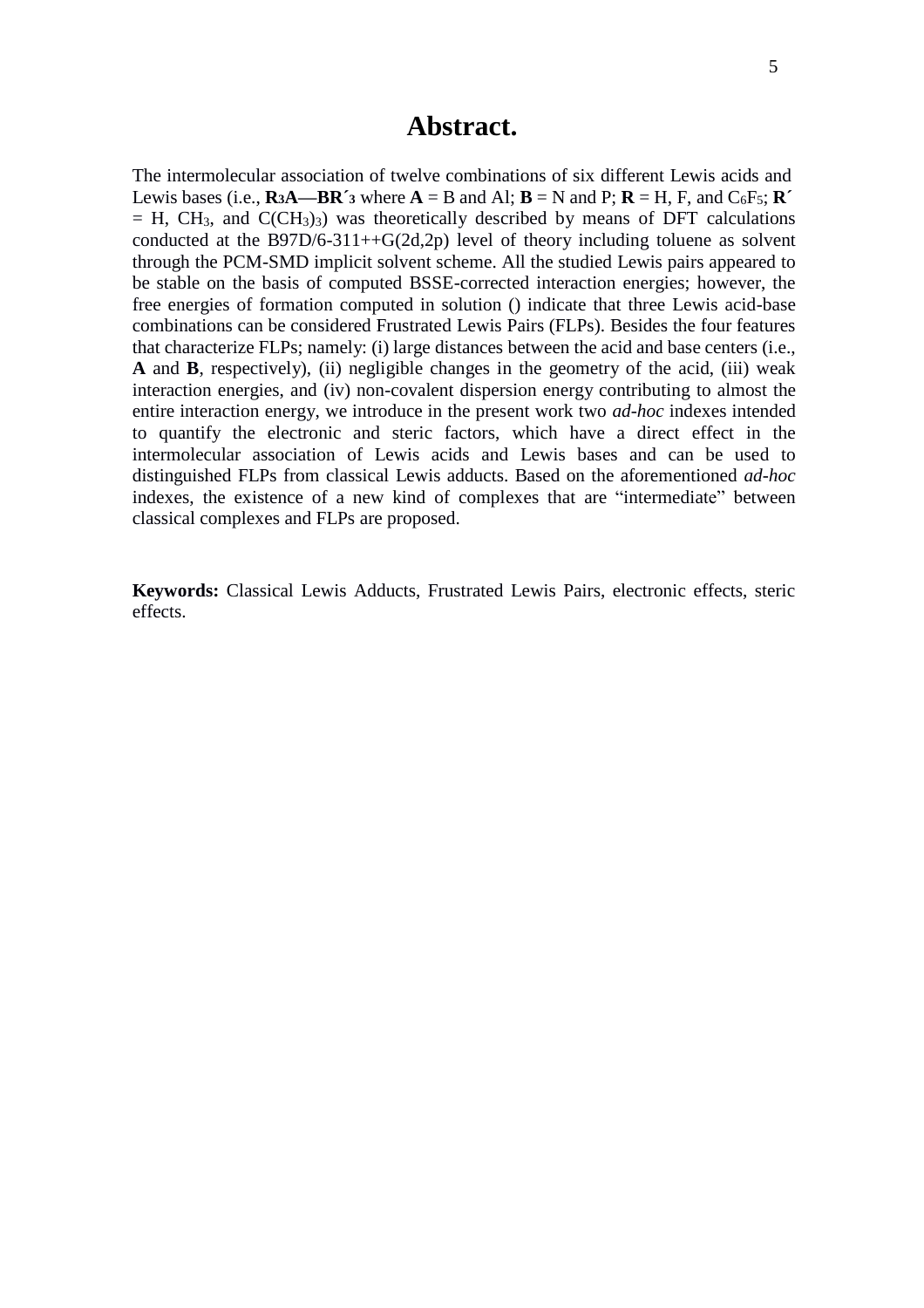# Abstract.

The intermolecular association of twelve combinations of six different Lewis acids and Lewis bases (i.e., **$R_3$A—BR´$_3$** where **A** = B and Al; **B** = N and P; **R** = H, F, and $C_6F_5$; **R´** = H, $CH_3$, and $C(CH_3)_3$) was theoretically described by means of DFT calculations conducted at the B97D/6-311++G(2d,2p) level of theory including toluene as solvent through the PCM-SMD implicit solvent scheme. All the studied Lewis pairs appeared to be stable on the basis of computed BSSE-corrected interaction energies; however, the free energies of formation computed in solution () indicate that three Lewis acid-base combinations can be considered Frustrated Lewis Pairs (FLPs). Besides the four features that characterize FLPs; namely: (i) large distances between the acid and base centers (i.e., **A** and **B**, respectively), (ii) negligible changes in the geometry of the acid, (iii) weak interaction energies, and (iv) non-covalent dispersion energy contributing to almost the entire interaction energy, we introduce in the present work two *ad-hoc* indexes intended to quantify the electronic and steric factors, which have a direct effect in the intermolecular association of Lewis acids and Lewis bases and can be used to distinguished FLPs from classical Lewis adducts. Based on the aforementioned *ad-hoc* indexes, the existence of a new kind of complexes that are "intermediate" between classical complexes and FLPs are proposed.

**Keywords:** Classical Lewis Adducts, Frustrated Lewis Pairs, electronic effects, steric effects.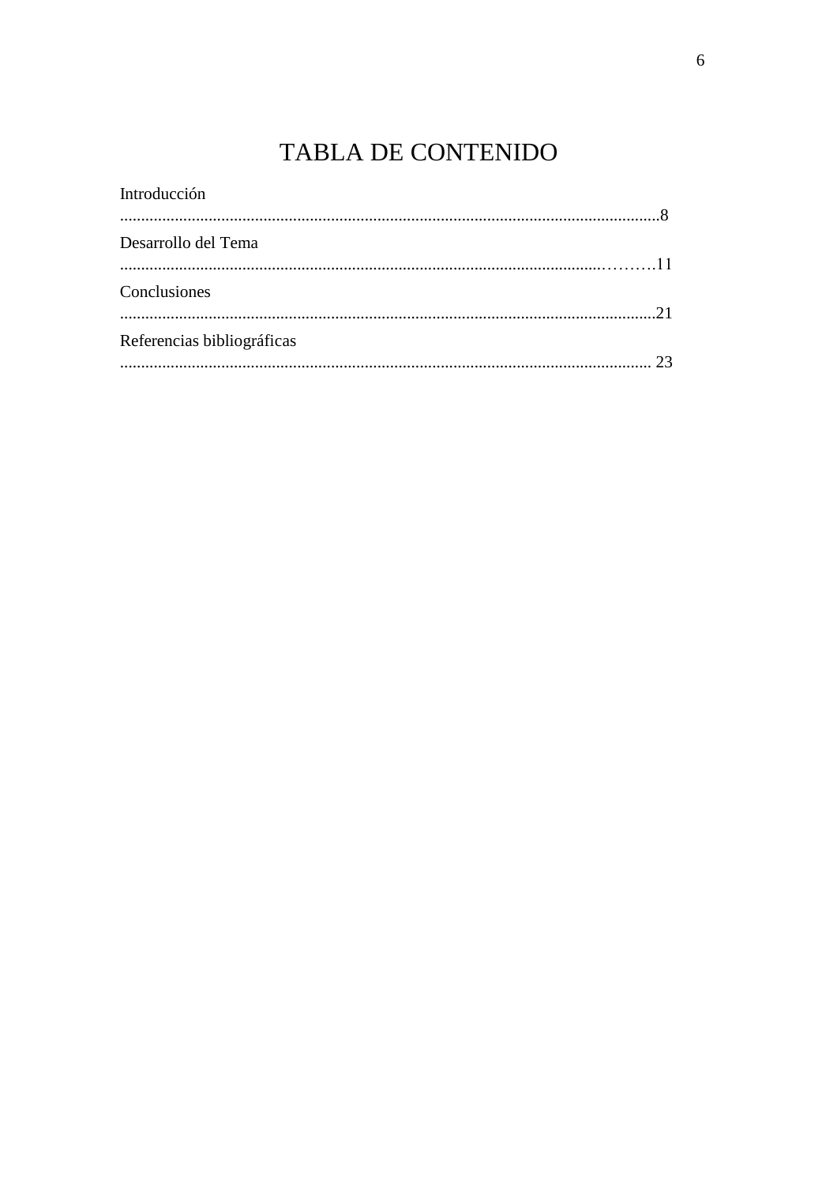# TABLA DE CONTENIDO

Introducción ................................................................................................................................8

Desarrollo del Tema ................................................................................................................11

Conclusiones ...............................................................................................................................21

Referencias bibliográficas ............................................................................................................. 23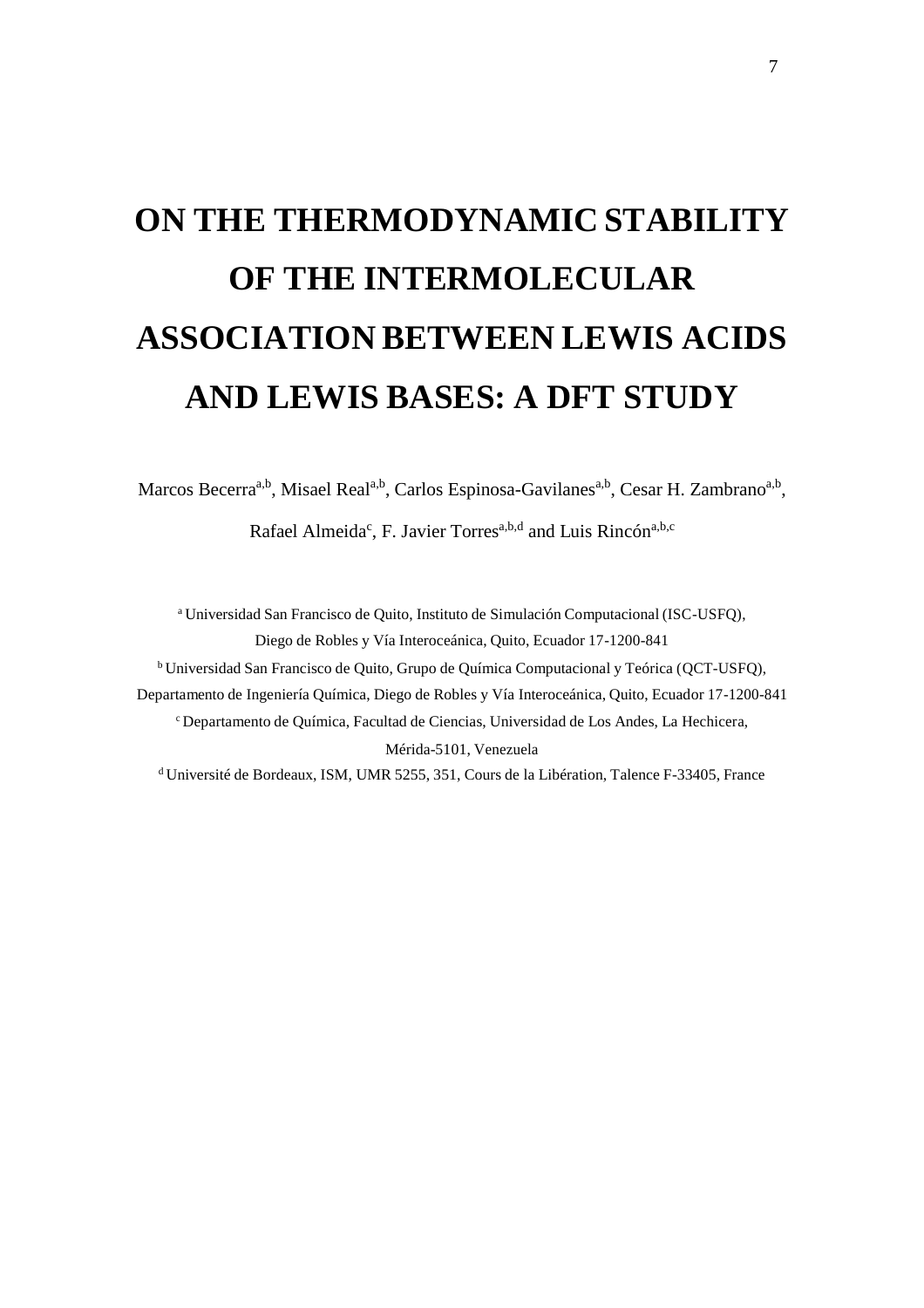# ON THE THERMODYNAMIC STABILITY OF THE INTERMOLECULAR ASSOCIATION BETWEEN LEWIS ACIDS AND LEWIS BASES: A DFT STUDY

Marcos Becerra[a,b], Misael Real[a,b], Carlos Espinosa-Gavilanes[a,b], Cesar H. Zambrano[a,b], Rafael Almeida[c], F. Javier Torres[a,b,d] and Luis Rincón[a,b,c]

[a] Universidad San Francisco de Quito, Instituto de Simulación Computacional (ISC-USFQ), Diego de Robles y Vía Interoceánica, Quito, Ecuador 17-1200-841

[b] Universidad San Francisco de Quito, Grupo de Química Computacional y Teórica (QCT-USFQ), Departamento de Ingeniería Química, Diego de Robles y Vía Interoceánica, Quito, Ecuador 17-1200-841

[c] Departamento de Química, Facultad de Ciencias, Universidad de Los Andes, La Hechicera, Mérida-5101, Venezuela

[d] Université de Bordeaux, ISM, UMR 5255, 351, Cours de la Libération, Talence F-33405, France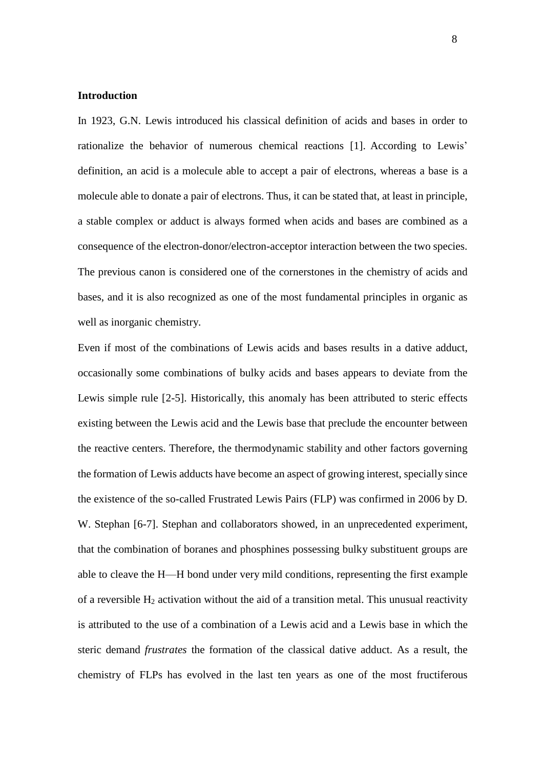**Introduction**

In 1923, G.N. Lewis introduced his classical definition of acids and bases in order to rationalize the behavior of numerous chemical reactions [1]. According to Lewis' definition, an acid is a molecule able to accept a pair of electrons, whereas a base is a molecule able to donate a pair of electrons. Thus, it can be stated that, at least in principle, a stable complex or adduct is always formed when acids and bases are combined as a consequence of the electron-donor/electron-acceptor interaction between the two species. The previous canon is considered one of the cornerstones in the chemistry of acids and bases, and it is also recognized as one of the most fundamental principles in organic as well as inorganic chemistry.

Even if most of the combinations of Lewis acids and bases results in a dative adduct, occasionally some combinations of bulky acids and bases appears to deviate from the Lewis simple rule [2-5]. Historically, this anomaly has been attributed to steric effects existing between the Lewis acid and the Lewis base that preclude the encounter between the reactive centers. Therefore, the thermodynamic stability and other factors governing the formation of Lewis adducts have become an aspect of growing interest, specially since the existence of the so-called Frustrated Lewis Pairs (FLP) was confirmed in 2006 by D. W. Stephan [6-7]. Stephan and collaborators showed, in an unprecedented experiment, that the combination of boranes and phosphines possessing bulky substituent groups are able to cleave the H—H bond under very mild conditions, representing the first example of a reversible $H_2$ activation without the aid of a transition metal. This unusual reactivity is attributed to the use of a combination of a Lewis acid and a Lewis base in which the steric demand *frustrates* the formation of the classical dative adduct. As a result, the chemistry of FLPs has evolved in the last ten years as one of the most fructiferous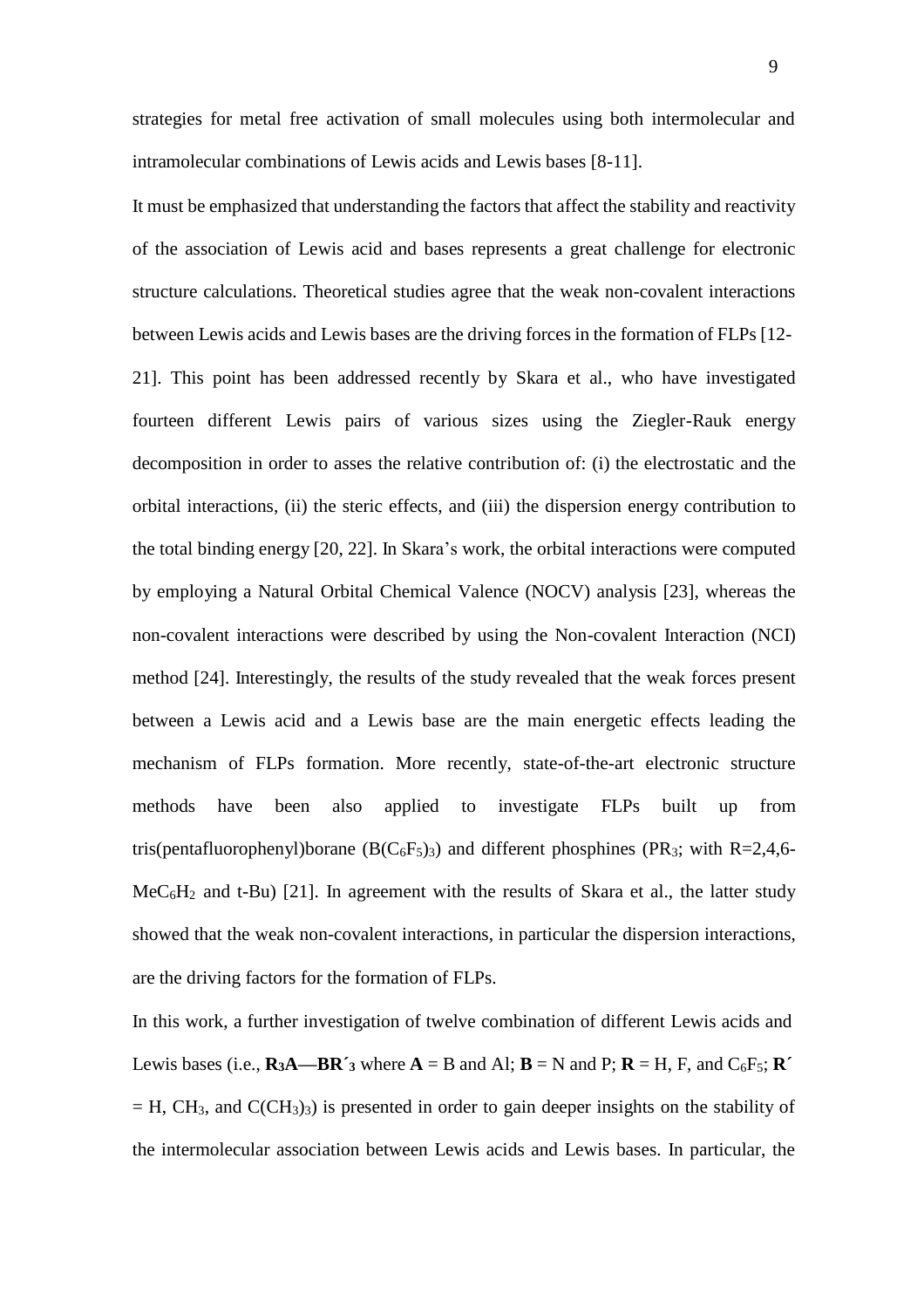strategies for metal free activation of small molecules using both intermolecular and intramolecular combinations of Lewis acids and Lewis bases [8-11].

It must be emphasized that understanding the factors that affect the stability and reactivity of the association of Lewis acid and bases represents a great challenge for electronic structure calculations. Theoretical studies agree that the weak non-covalent interactions between Lewis acids and Lewis bases are the driving forces in the formation of FLPs [12-21]. This point has been addressed recently by Skara et al., who have investigated fourteen different Lewis pairs of various sizes using the Ziegler-Rauk energy decomposition in order to asses the relative contribution of: (i) the electrostatic and the orbital interactions, (ii) the steric effects, and (iii) the dispersion energy contribution to the total binding energy [20, 22]. In Skara's work, the orbital interactions were computed by employing a Natural Orbital Chemical Valence (NOCV) analysis [23], whereas the non-covalent interactions were described by using the Non-covalent Interaction (NCI) method [24]. Interestingly, the results of the study revealed that the weak forces present between a Lewis acid and a Lewis base are the main energetic effects leading the mechanism of FLPs formation. More recently, state-of-the-art electronic structure methods have been also applied to investigate FLPs built up from tris(pentafluorophenyl)borane ($B(C_6F_5)_3$) and different phosphines ($PR_3$; with R=2,4,6-$MeC_6H_2$ and t-Bu) [21]. In agreement with the results of Skara et al., the latter study showed that the weak non-covalent interactions, in particular the dispersion interactions, are the driving factors for the formation of FLPs.

In this work, a further investigation of twelve combination of different Lewis acids and Lewis bases (i.e., $\mathbf{R_3A{-}{-}BR'_3}$ where $\mathbf{A}$ = B and Al; $\mathbf{B}$ = N and P; $\mathbf{R}$ = H, F, and $C_6F_5$; $\mathbf{R'}$ = H, $CH_3$, and $C(CH_3)_3$) is presented in order to gain deeper insights on the stability of the intermolecular association between Lewis acids and Lewis bases. In particular, the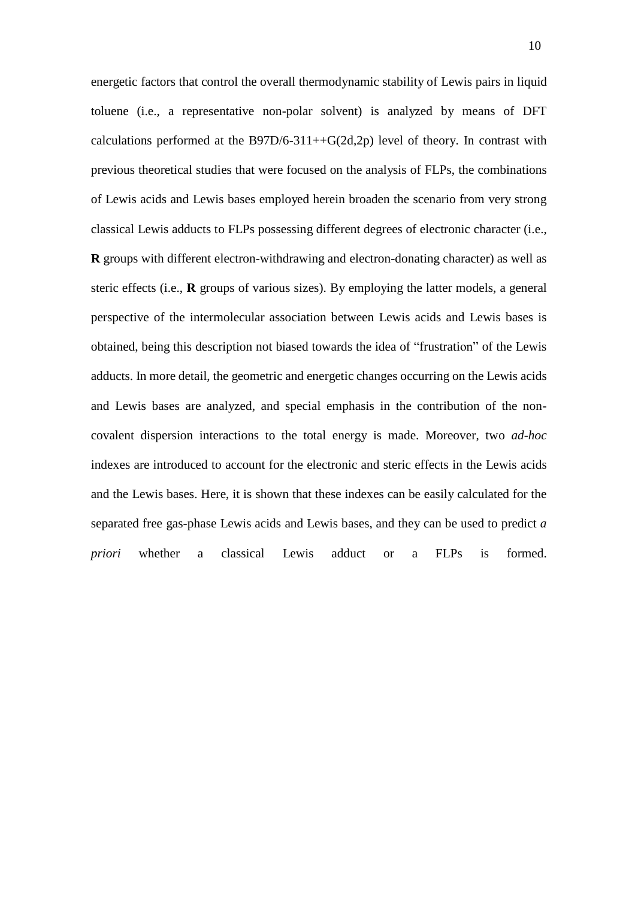energetic factors that control the overall thermodynamic stability of Lewis pairs in liquid toluene (i.e., a representative non-polar solvent) is analyzed by means of DFT calculations performed at the B97D/6-311++G(2d,2p) level of theory. In contrast with previous theoretical studies that were focused on the analysis of FLPs, the combinations of Lewis acids and Lewis bases employed herein broaden the scenario from very strong classical Lewis adducts to FLPs possessing different degrees of electronic character (i.e., **R** groups with different electron-withdrawing and electron-donating character) as well as steric effects (i.e., **R** groups of various sizes). By employing the latter models, a general perspective of the intermolecular association between Lewis acids and Lewis bases is obtained, being this description not biased towards the idea of "frustration" of the Lewis adducts. In more detail, the geometric and energetic changes occurring on the Lewis acids and Lewis bases are analyzed, and special emphasis in the contribution of the non-covalent dispersion interactions to the total energy is made. Moreover, two *ad-hoc* indexes are introduced to account for the electronic and steric effects in the Lewis acids and the Lewis bases. Here, it is shown that these indexes can be easily calculated for the separated free gas-phase Lewis acids and Lewis bases, and they can be used to predict *a priori* whether a classical Lewis adduct or a FLPs is formed.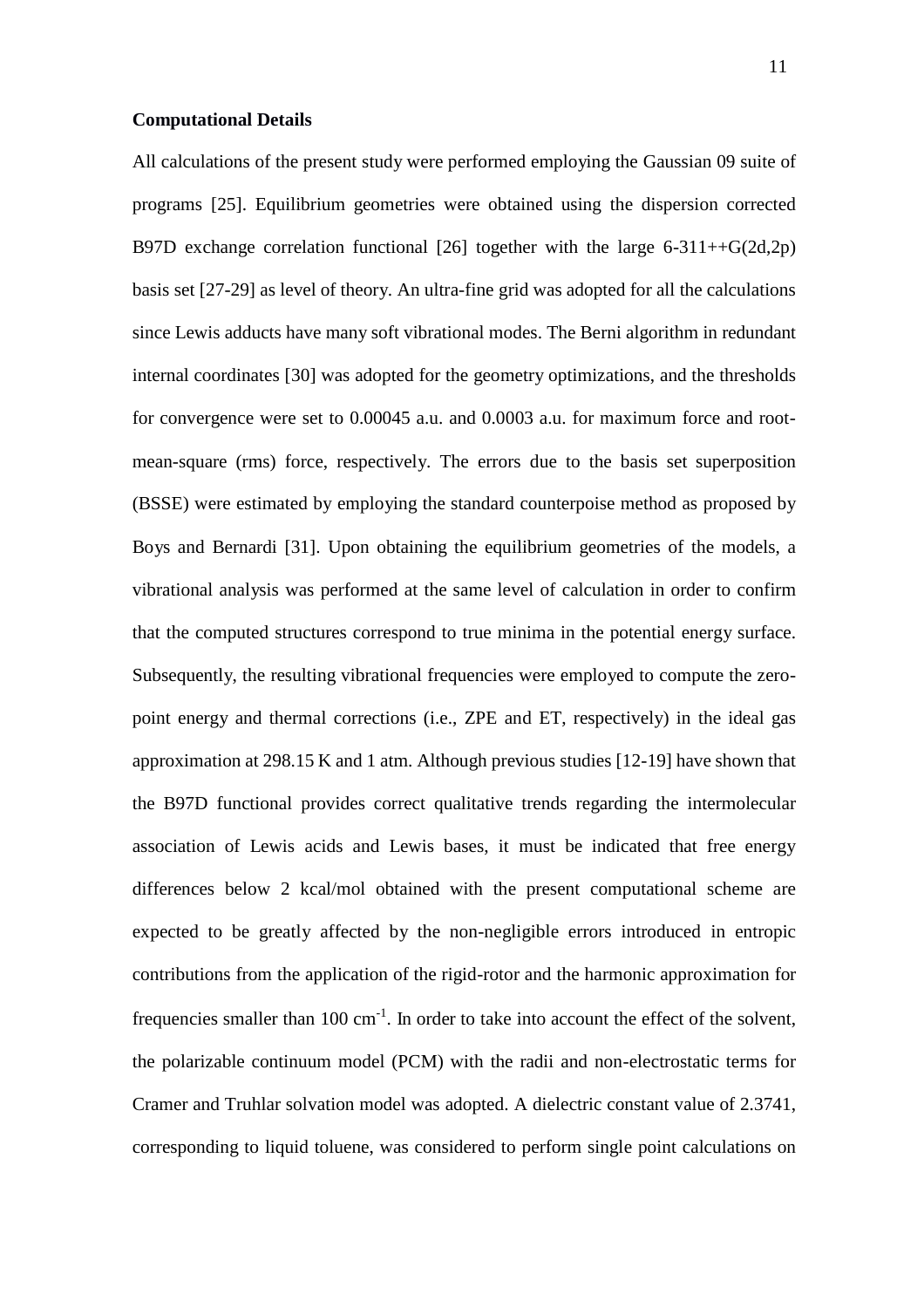**Computational Details**

All calculations of the present study were performed employing the Gaussian 09 suite of programs [25]. Equilibrium geometries were obtained using the dispersion corrected B97D exchange correlation functional [26] together with the large 6-311++G(2d,2p) basis set [27-29] as level of theory. An ultra-fine grid was adopted for all the calculations since Lewis adducts have many soft vibrational modes. The Berni algorithm in redundant internal coordinates [30] was adopted for the geometry optimizations, and the thresholds for convergence were set to 0.00045 a.u. and 0.0003 a.u. for maximum force and root-mean-square (rms) force, respectively. The errors due to the basis set superposition (BSSE) were estimated by employing the standard counterpoise method as proposed by Boys and Bernardi [31]. Upon obtaining the equilibrium geometries of the models, a vibrational analysis was performed at the same level of calculation in order to confirm that the computed structures correspond to true minima in the potential energy surface. Subsequently, the resulting vibrational frequencies were employed to compute the zero-point energy and thermal corrections (i.e., ZPE and ET, respectively) in the ideal gas approximation at 298.15 K and 1 atm. Although previous studies [12-19] have shown that the B97D functional provides correct qualitative trends regarding the intermolecular association of Lewis acids and Lewis bases, it must be indicated that free energy differences below 2 kcal/mol obtained with the present computational scheme are expected to be greatly affected by the non-negligible errors introduced in entropic contributions from the application of the rigid-rotor and the harmonic approximation for frequencies smaller than 100 $cm^{-1}$. In order to take into account the effect of the solvent, the polarizable continuum model (PCM) with the radii and non-electrostatic terms for Cramer and Truhlar solvation model was adopted. A dielectric constant value of 2.3741, corresponding to liquid toluene, was considered to perform single point calculations on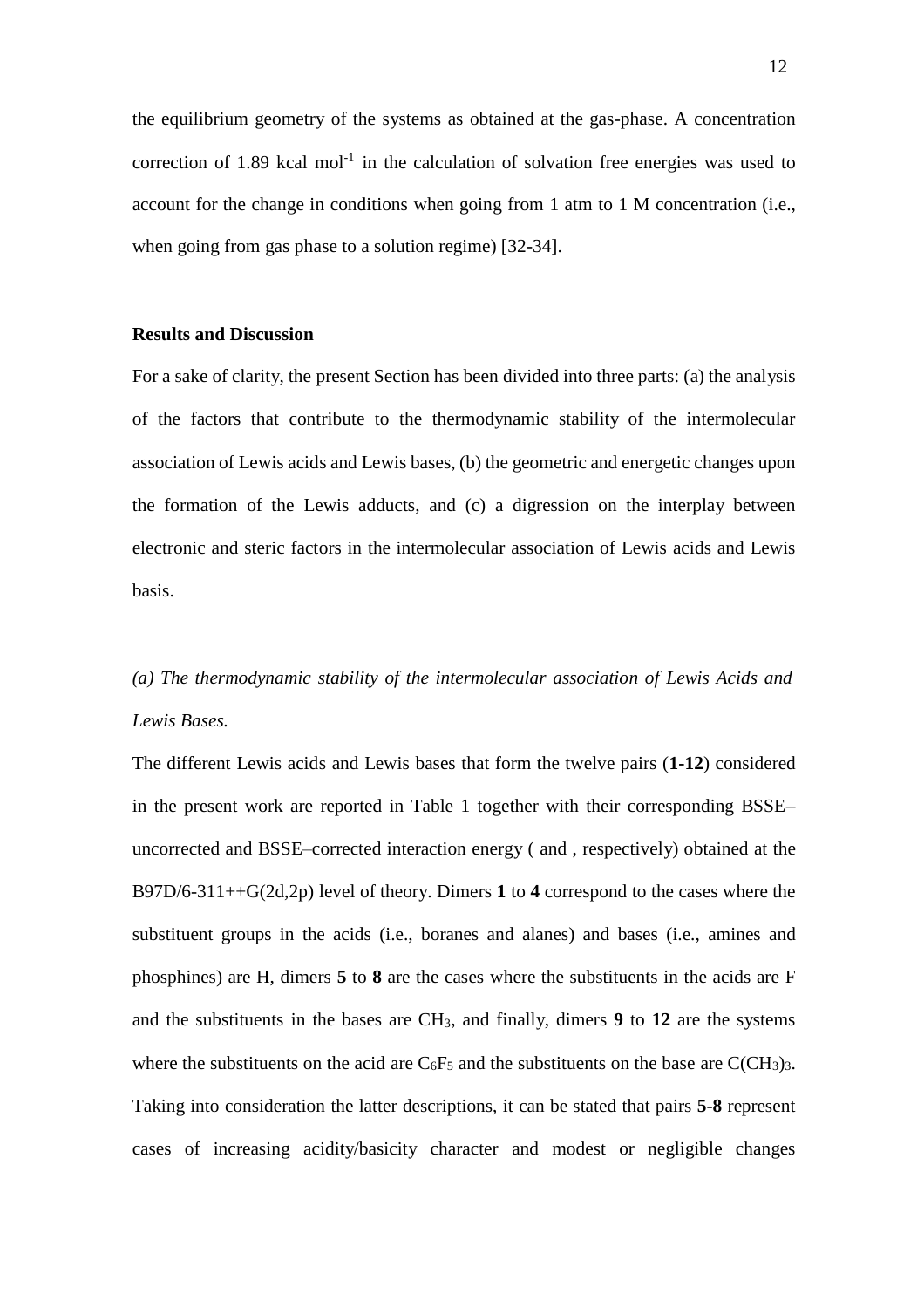the equilibrium geometry of the systems as obtained at the gas-phase. A concentration correction of 1.89 kcal mol$^{-1}$ in the calculation of solvation free energies was used to account for the change in conditions when going from 1 atm to 1 M concentration (i.e., when going from gas phase to a solution regime) [32-34].

## Results and Discussion

For a sake of clarity, the present Section has been divided into three parts: (a) the analysis of the factors that contribute to the thermodynamic stability of the intermolecular association of Lewis acids and Lewis bases, (b) the geometric and energetic changes upon the formation of the Lewis adducts, and (c) a digression on the interplay between electronic and steric factors in the intermolecular association of Lewis acids and Lewis basis.

### *(a) The thermodynamic stability of the intermolecular association of Lewis Acids and Lewis Bases.*

The different Lewis acids and Lewis bases that form the twelve pairs (**1-12**) considered in the present work are reported in Table 1 together with their corresponding BSSE–uncorrected and BSSE–corrected interaction energy ( and , respectively) obtained at the B97D/6-311++G(2d,2p) level of theory. Dimers **1** to **4** correspond to the cases where the substituent groups in the acids (i.e., boranes and alanes) and bases (i.e., amines and phosphines) are H, dimers **5** to **8** are the cases where the substituents in the acids are F and the substituents in the bases are $CH_3$, and finally, dimers **9** to **12** are the systems where the substituents on the acid are $C_6F_5$ and the substituents on the base are $C(CH_3)_3$. Taking into consideration the latter descriptions, it can be stated that pairs **5-8** represent cases of increasing acidity/basicity character and modest or negligible changes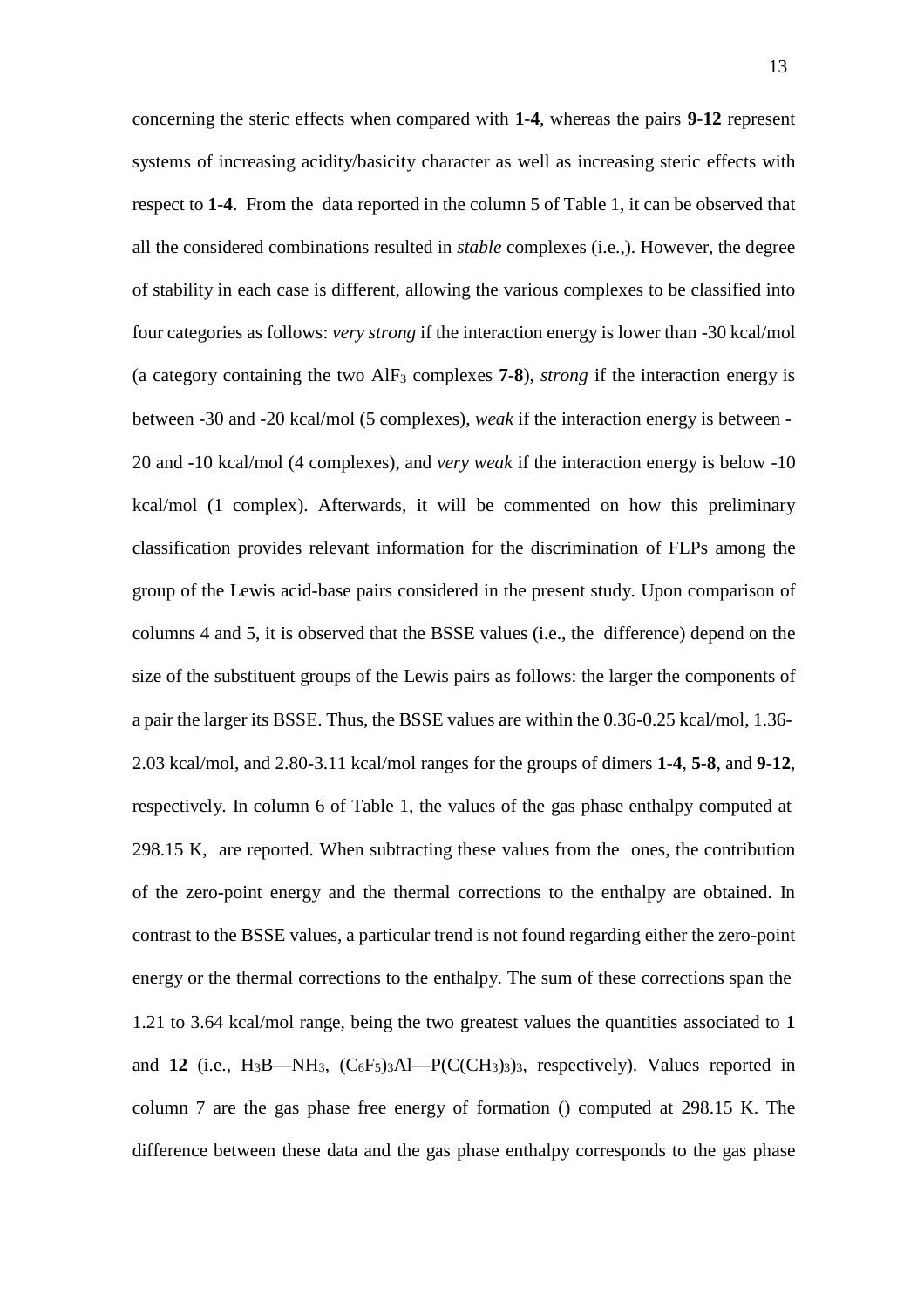concerning the steric effects when compared with **1**-**4**, whereas the pairs **9**-**12** represent systems of increasing acidity/basicity character as well as increasing steric effects with respect to **1**-**4**. From the data reported in the column 5 of Table 1, it can be observed that all the considered combinations resulted in *stable* complexes (i.e.,). However, the degree of stability in each case is different, allowing the various complexes to be classified into four categories as follows: *very strong* if the interaction energy is lower than -30 kcal/mol (a category containing the two $AlF_3$ complexes **7**-**8**), *strong* if the interaction energy is between -30 and -20 kcal/mol (5 complexes), *weak* if the interaction energy is between -20 and -10 kcal/mol (4 complexes), and *very weak* if the interaction energy is below -10 kcal/mol (1 complex). Afterwards, it will be commented on how this preliminary classification provides relevant information for the discrimination of FLPs among the group of the Lewis acid-base pairs considered in the present study. Upon comparison of columns 4 and 5, it is observed that the BSSE values (i.e., the difference) depend on the size of the substituent groups of the Lewis pairs as follows: the larger the components of a pair the larger its BSSE. Thus, the BSSE values are within the 0.36-0.25 kcal/mol, 1.36-2.03 kcal/mol, and 2.80-3.11 kcal/mol ranges for the groups of dimers **1**-**4**, **5**-**8**, and **9**-**12**, respectively. In column 6 of Table 1, the values of the gas phase enthalpy computed at 298.15 K, are reported. When subtracting these values from the ones, the contribution of the zero-point energy and the thermal corrections to the enthalpy are obtained. In contrast to the BSSE values, a particular trend is not found regarding either the zero-point energy or the thermal corrections to the enthalpy. The sum of these corrections span the 1.21 to 3.64 kcal/mol range, being the two greatest values the quantities associated to **1** and **12** (i.e., $H_3B$—$NH_3$, $(C_6F_5)_3Al$—$P(C(CH_3)_3)_3$, respectively). Values reported in column 7 are the gas phase free energy of formation () computed at 298.15 K. The difference between these data and the gas phase enthalpy corresponds to the gas phase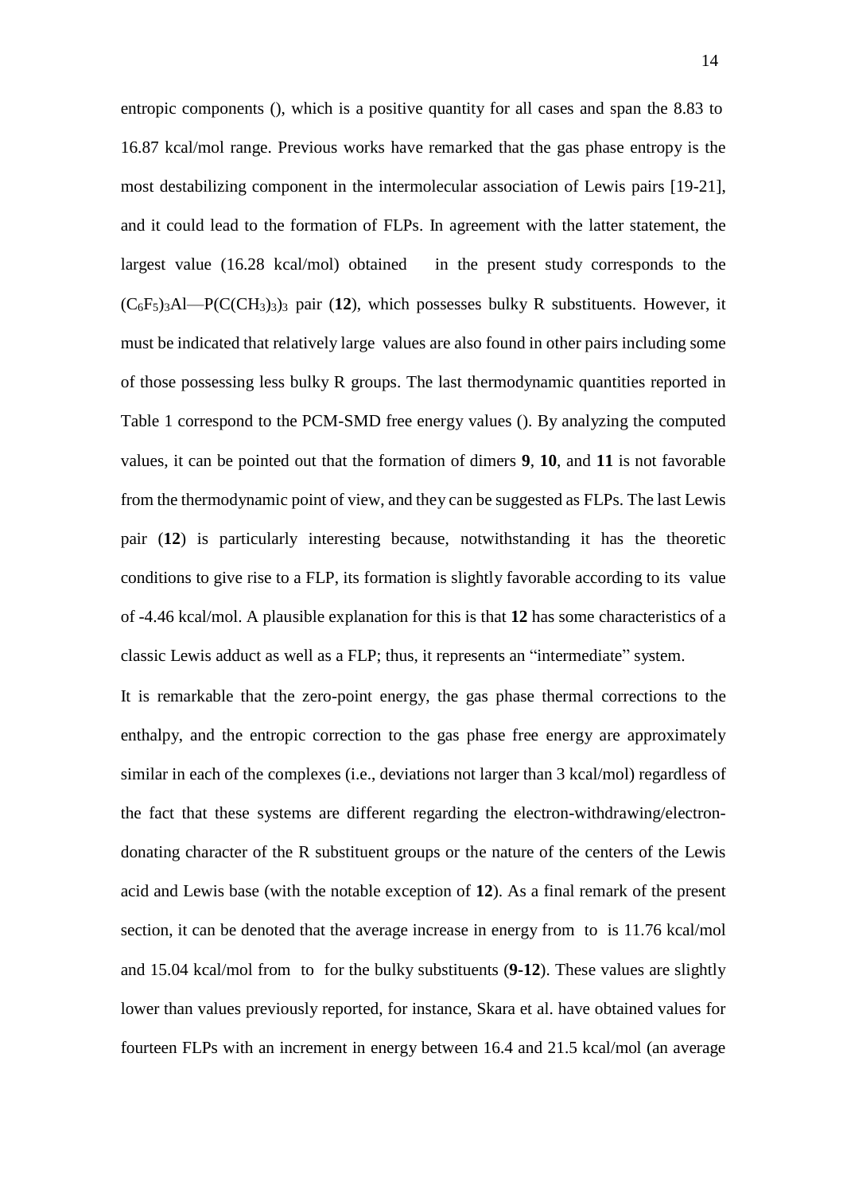entropic components (), which is a positive quantity for all cases and span the 8.83 to 16.87 kcal/mol range. Previous works have remarked that the gas phase entropy is the most destabilizing component in the intermolecular association of Lewis pairs [19-21], and it could lead to the formation of FLPs. In agreement with the latter statement, the largest value (16.28 kcal/mol) obtained in the present study corresponds to the $(C_6F_5)_3Al—P(C(CH_3)_3)_3$ pair (**12**), which possesses bulky R substituents. However, it must be indicated that relatively large values are also found in other pairs including some of those possessing less bulky R groups. The last thermodynamic quantities reported in Table 1 correspond to the PCM-SMD free energy values (). By analyzing the computed values, it can be pointed out that the formation of dimers **9**, **10**, and **11** is not favorable from the thermodynamic point of view, and they can be suggested as FLPs. The last Lewis pair (**12**) is particularly interesting because, notwithstanding it has the theoretic conditions to give rise to a FLP, its formation is slightly favorable according to its value of -4.46 kcal/mol. A plausible explanation for this is that **12** has some characteristics of a classic Lewis adduct as well as a FLP; thus, it represents an "intermediate" system.

It is remarkable that the zero-point energy, the gas phase thermal corrections to the enthalpy, and the entropic correction to the gas phase free energy are approximately similar in each of the complexes (i.e., deviations not larger than 3 kcal/mol) regardless of the fact that these systems are different regarding the electron-withdrawing/electron-donating character of the R substituent groups or the nature of the centers of the Lewis acid and Lewis base (with the notable exception of **12**). As a final remark of the present section, it can be denoted that the average increase in energy from to is 11.76 kcal/mol and 15.04 kcal/mol from to for the bulky substituents (**9-12**). These values are slightly lower than values previously reported, for instance, Skara et al. have obtained values for fourteen FLPs with an increment in energy between 16.4 and 21.5 kcal/mol (an average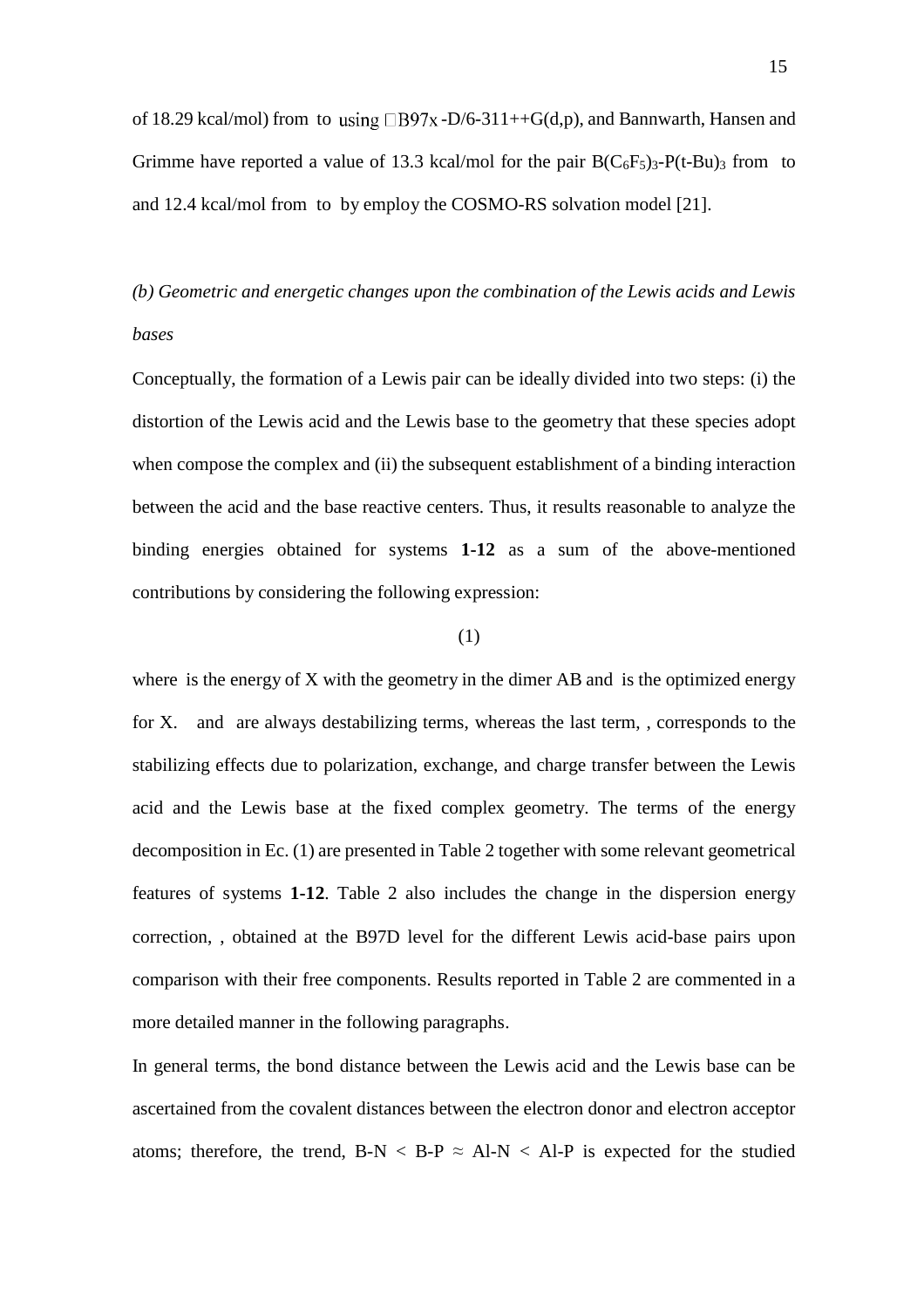of 18.29 kcal/mol) from to using □B97x -D/6-311++G(d,p), and Bannwarth, Hansen and Grimme have reported a value of 13.3 kcal/mol for the pair $B(C_6F_5)_3$-$P(t\text{-}Bu)_3$ from to and 12.4 kcal/mol from to by employ the COSMO-RS solvation model [21].

### *(b) Geometric and energetic changes upon the combination of the Lewis acids and Lewis bases*

Conceptually, the formation of a Lewis pair can be ideally divided into two steps: (i) the distortion of the Lewis acid and the Lewis base to the geometry that these species adopt when compose the complex and (ii) the subsequent establishment of a binding interaction between the acid and the base reactive centers. Thus, it results reasonable to analyze the binding energies obtained for systems **1-12** as a sum of the above-mentioned contributions by considering the following expression:

(1)

where is the energy of X with the geometry in the dimer AB and is the optimized energy for X. and are always destabilizing terms, whereas the last term, , corresponds to the stabilizing effects due to polarization, exchange, and charge transfer between the Lewis acid and the Lewis base at the fixed complex geometry. The terms of the energy decomposition in Ec. (1) are presented in Table 2 together with some relevant geometrical features of systems **1-12**. Table 2 also includes the change in the dispersion energy correction, , obtained at the B97D level for the different Lewis acid-base pairs upon comparison with their free components. Results reported in Table 2 are commented in a more detailed manner in the following paragraphs.

In general terms, the bond distance between the Lewis acid and the Lewis base can be ascertained from the covalent distances between the electron donor and electron acceptor atoms; therefore, the trend, B-N < B-P ≈ Al-N < Al-P is expected for the studied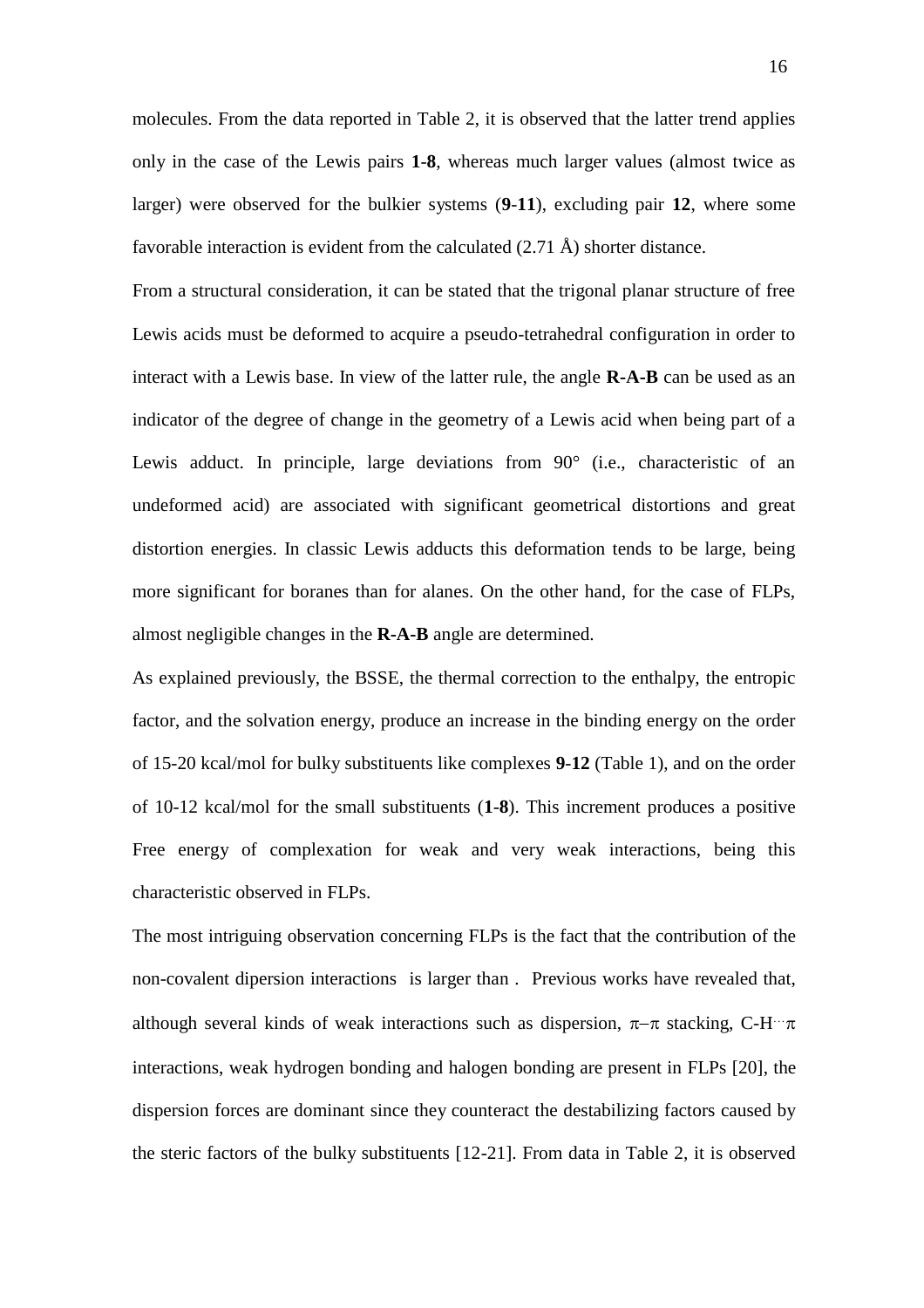molecules. From the data reported in Table 2, it is observed that the latter trend applies only in the case of the Lewis pairs **1**-**8**, whereas much larger values (almost twice as larger) were observed for the bulkier systems (**9**-**11**), excluding pair **12**, where some favorable interaction is evident from the calculated (2.71 Å) shorter distance.

From a structural consideration, it can be stated that the trigonal planar structure of free Lewis acids must be deformed to acquire a pseudo-tetrahedral configuration in order to interact with a Lewis base. In view of the latter rule, the angle **R-A-B** can be used as an indicator of the degree of change in the geometry of a Lewis acid when being part of a Lewis adduct. In principle, large deviations from 90° (i.e., characteristic of an undeformed acid) are associated with significant geometrical distortions and great distortion energies. In classic Lewis adducts this deformation tends to be large, being more significant for boranes than for alanes. On the other hand, for the case of FLPs, almost negligible changes in the **R-A-B** angle are determined.

As explained previously, the BSSE, the thermal correction to the enthalpy, the entropic factor, and the solvation energy, produce an increase in the binding energy on the order of 15-20 kcal/mol for bulky substituents like complexes **9**-**12** (Table 1), and on the order of 10-12 kcal/mol for the small substituents (**1**-**8**). This increment produces a positive Free energy of complexation for weak and very weak interactions, being this characteristic observed in FLPs.

The most intriguing observation concerning FLPs is the fact that the contribution of the non-covalent dipersion interactions  is larger than .  Previous works have revealed that, although several kinds of weak interactions such as dispersion, $\pi$–$\pi$ stacking, C-H···$\pi$ interactions, weak hydrogen bonding and halogen bonding are present in FLPs [20], the dispersion forces are dominant since they counteract the destabilizing factors caused by the steric factors of the bulky substituents [12-21]. From data in Table 2, it is observed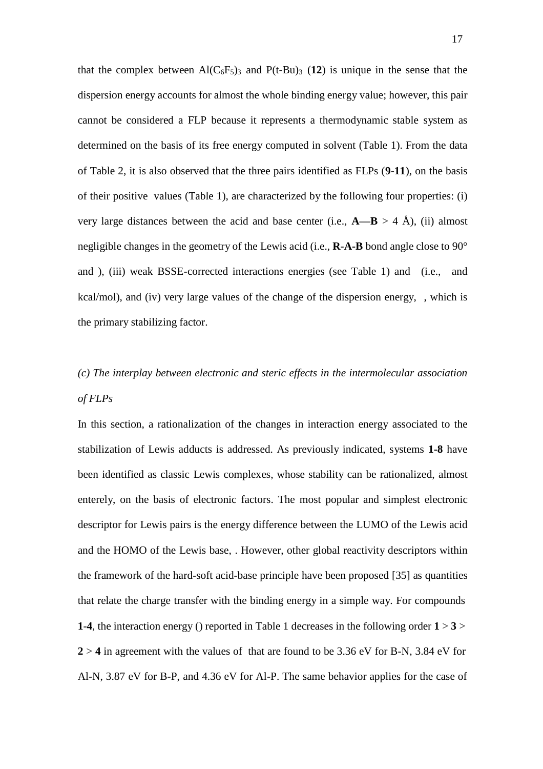that the complex between $Al(C_6F_5)_3$ and $P(t\text{-}Bu)_3$ (**12**) is unique in the sense that the dispersion energy accounts for almost the whole binding energy value; however, this pair cannot be considered a FLP because it represents a thermodynamic stable system as determined on the basis of its free energy computed in solvent (Table 1). From the data of Table 2, it is also observed that the three pairs identified as FLPs (**9**-**11**), on the basis of their positive  values (Table 1), are characterized by the following four properties: (i) very large distances between the acid and base center (i.e., **A—B** > 4 Å), (ii) almost negligible changes in the geometry of the Lewis acid (i.e., **R**-**A**-**B** bond angle close to 90° and ), (iii) weak BSSE-corrected interactions energies (see Table 1) and  (i.e.,  and  kcal/mol), and (iv) very large values of the change of the dispersion energy, , which is the primary stabilizing factor.

### *(c) The interplay between electronic and steric effects in the intermolecular association of FLPs*

In this section, a rationalization of the changes in interaction energy associated to the stabilization of Lewis adducts is addressed. As previously indicated, systems **1**-**8** have been identified as classic Lewis complexes, whose stability can be rationalized, almost enterely, on the basis of electronic factors. The most popular and simplest electronic descriptor for Lewis pairs is the energy difference between the LUMO of the Lewis acid and the HOMO of the Lewis base, . However, other global reactivity descriptors within the framework of the hard-soft acid-base principle have been proposed [35] as quantities that relate the charge transfer with the binding energy in a simple way. For compounds **1**-**4**, the interaction energy () reported in Table 1 decreases in the following order **1** > **3** > **2** > **4** in agreement with the values of  that are found to be 3.36 eV for B-N, 3.84 eV for Al-N, 3.87 eV for B-P, and 4.36 eV for Al-P. The same behavior applies for the case of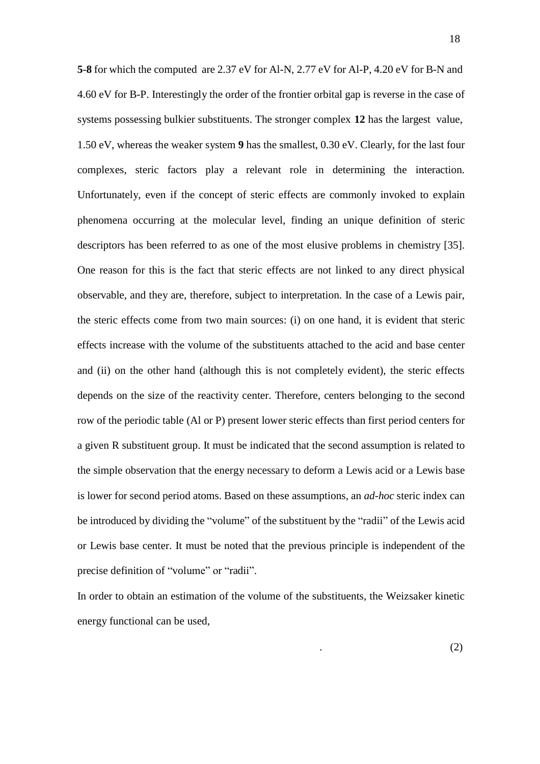**5-8** for which the computed  are 2.37 eV for Al-N, 2.77 eV for Al-P, 4.20 eV for B-N and 4.60 eV for B-P. Interestingly the order of the frontier orbital gap is reverse in the case of systems possessing bulkier substituents. The stronger complex **12** has the largest  value, 1.50 eV, whereas the weaker system **9** has the smallest, 0.30 eV. Clearly, for the last four complexes, steric factors play a relevant role in determining the interaction. Unfortunately, even if the concept of steric effects are commonly invoked to explain phenomena occurring at the molecular level, finding an unique definition of steric descriptors has been referred to as one of the most elusive problems in chemistry [35]. One reason for this is the fact that steric effects are not linked to any direct physical observable, and they are, therefore, subject to interpretation. In the case of a Lewis pair, the steric effects come from two main sources: (i) on one hand, it is evident that steric effects increase with the volume of the substituents attached to the acid and base center and (ii) on the other hand (although this is not completely evident), the steric effects depends on the size of the reactivity center. Therefore, centers belonging to the second row of the periodic table (Al or P) present lower steric effects than first period centers for a given R substituent group. It must be indicated that the second assumption is related to the simple observation that the energy necessary to deform a Lewis acid or a Lewis base is lower for second period atoms. Based on these assumptions, an *ad-hoc* steric index can be introduced by dividing the "volume" of the substituent by the "radii" of the Lewis acid or Lewis base center. It must be noted that the previous principle is independent of the precise definition of "volume" or "radii".

In order to obtain an estimation of the volume of the substituents, the Weizsaker kinetic energy functional can be used,

. (2)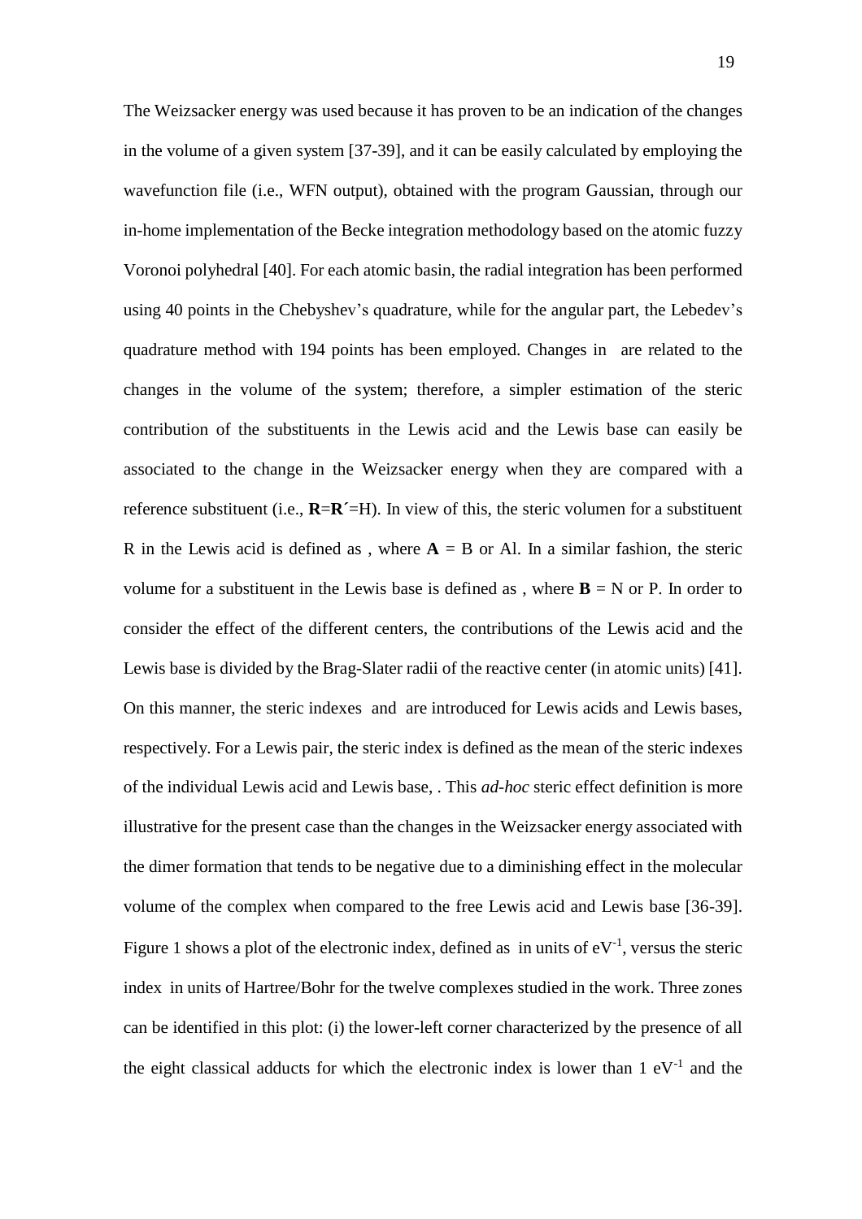The Weizsacker energy was used because it has proven to be an indication of the changes in the volume of a given system [37-39], and it can be easily calculated by employing the wavefunction file (i.e., WFN output), obtained with the program Gaussian, through our in-home implementation of the Becke integration methodology based on the atomic fuzzy Voronoi polyhedral [40]. For each atomic basin, the radial integration has been performed using 40 points in the Chebyshev's quadrature, while for the angular part, the Lebedev's quadrature method with 194 points has been employed. Changes in are related to the changes in the volume of the system; therefore, a simpler estimation of the steric contribution of the substituents in the Lewis acid and the Lewis base can easily be associated to the change in the Weizsacker energy when they are compared with a reference substituent (i.e., **R**=**R**´=H). In view of this, the steric volumen for a substituent R in the Lewis acid is defined as , where **A** = B or Al. In a similar fashion, the steric volume for a substituent in the Lewis base is defined as , where **B** = N or P. In order to consider the effect of the different centers, the contributions of the Lewis acid and the Lewis base is divided by the Brag-Slater radii of the reactive center (in atomic units) [41]. On this manner, the steric indexes and are introduced for Lewis acids and Lewis bases, respectively. For a Lewis pair, the steric index is defined as the mean of the steric indexes of the individual Lewis acid and Lewis base, . This *ad-hoc* steric effect definition is more illustrative for the present case than the changes in the Weizsacker energy associated with the dimer formation that tends to be negative due to a diminishing effect in the molecular volume of the complex when compared to the free Lewis acid and Lewis base [36-39]. Figure 1 shows a plot of the electronic index, defined as in units of $eV^{-1}$, versus the steric index in units of Hartree/Bohr for the twelve complexes studied in the work. Three zones can be identified in this plot: (i) the lower-left corner characterized by the presence of all the eight classical adducts for which the electronic index is lower than 1 $eV^{-1}$ and the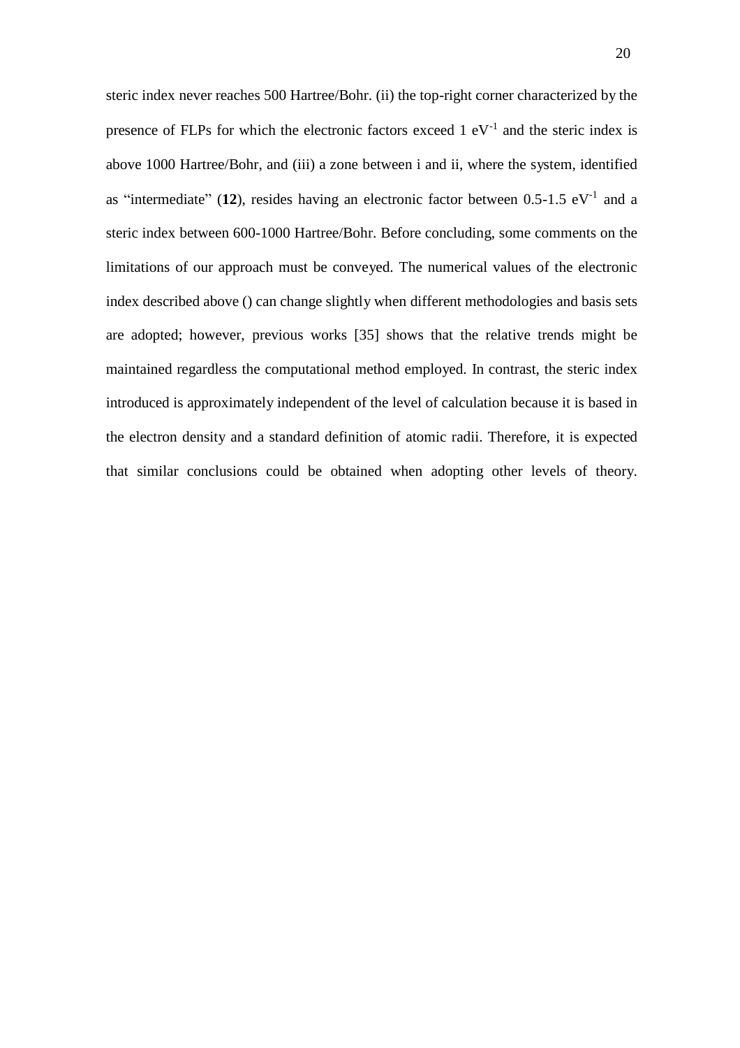steric index never reaches 500 Hartree/Bohr. (ii) the top-right corner characterized by the presence of FLPs for which the electronic factors exceed 1 $eV^{-1}$ and the steric index is above 1000 Hartree/Bohr, and (iii) a zone between i and ii, where the system, identified as "intermediate" (**12**), resides having an electronic factor between 0.5-1.5 $eV^{-1}$ and a steric index between 600-1000 Hartree/Bohr. Before concluding, some comments on the limitations of our approach must be conveyed. The numerical values of the electronic index described above () can change slightly when different methodologies and basis sets are adopted; however, previous works [35] shows that the relative trends might be maintained regardless the computational method employed. In contrast, the steric index introduced is approximately independent of the level of calculation because it is based in the electron density and a standard definition of atomic radii. Therefore, it is expected that similar conclusions could be obtained when adopting other levels of theory.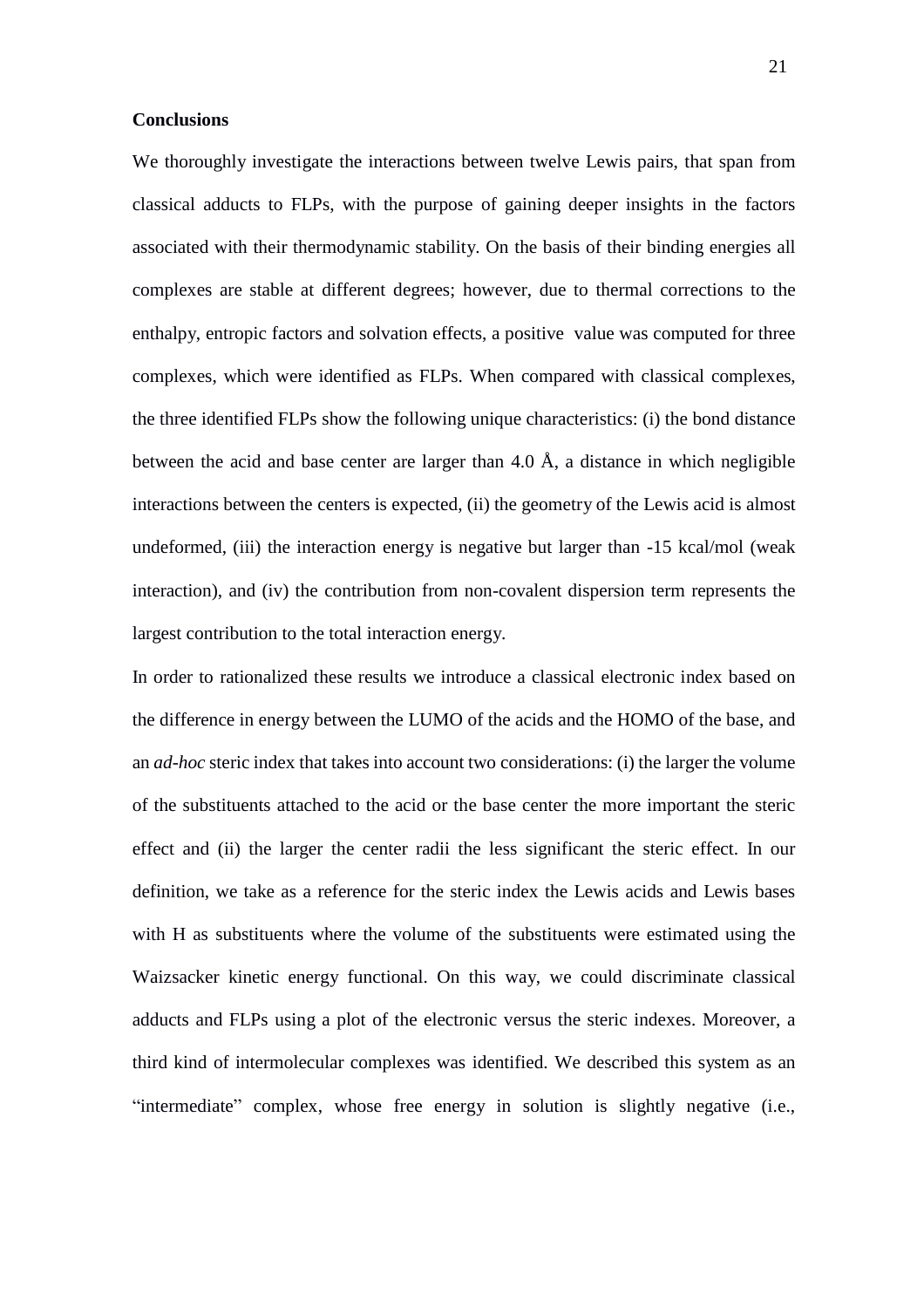**Conclusions**

We thoroughly investigate the interactions between twelve Lewis pairs, that span from classical adducts to FLPs, with the purpose of gaining deeper insights in the factors associated with their thermodynamic stability. On the basis of their binding energies all complexes are stable at different degrees; however, due to thermal corrections to the enthalpy, entropic factors and solvation effects, a positive value was computed for three complexes, which were identified as FLPs. When compared with classical complexes, the three identified FLPs show the following unique characteristics: (i) the bond distance between the acid and base center are larger than 4.0 Å, a distance in which negligible interactions between the centers is expected, (ii) the geometry of the Lewis acid is almost undeformed, (iii) the interaction energy is negative but larger than -15 kcal/mol (weak interaction), and (iv) the contribution from non-covalent dispersion term represents the largest contribution to the total interaction energy.

In order to rationalized these results we introduce a classical electronic index based on the difference in energy between the LUMO of the acids and the HOMO of the base, and an *ad-hoc* steric index that takes into account two considerations: (i) the larger the volume of the substituents attached to the acid or the base center the more important the steric effect and (ii) the larger the center radii the less significant the steric effect. In our definition, we take as a reference for the steric index the Lewis acids and Lewis bases with H as substituents where the volume of the substituents were estimated using the Waizsacker kinetic energy functional. On this way, we could discriminate classical adducts and FLPs using a plot of the electronic versus the steric indexes. Moreover, a third kind of intermolecular complexes was identified. We described this system as an "intermediate" complex, whose free energy in solution is slightly negative (i.e.,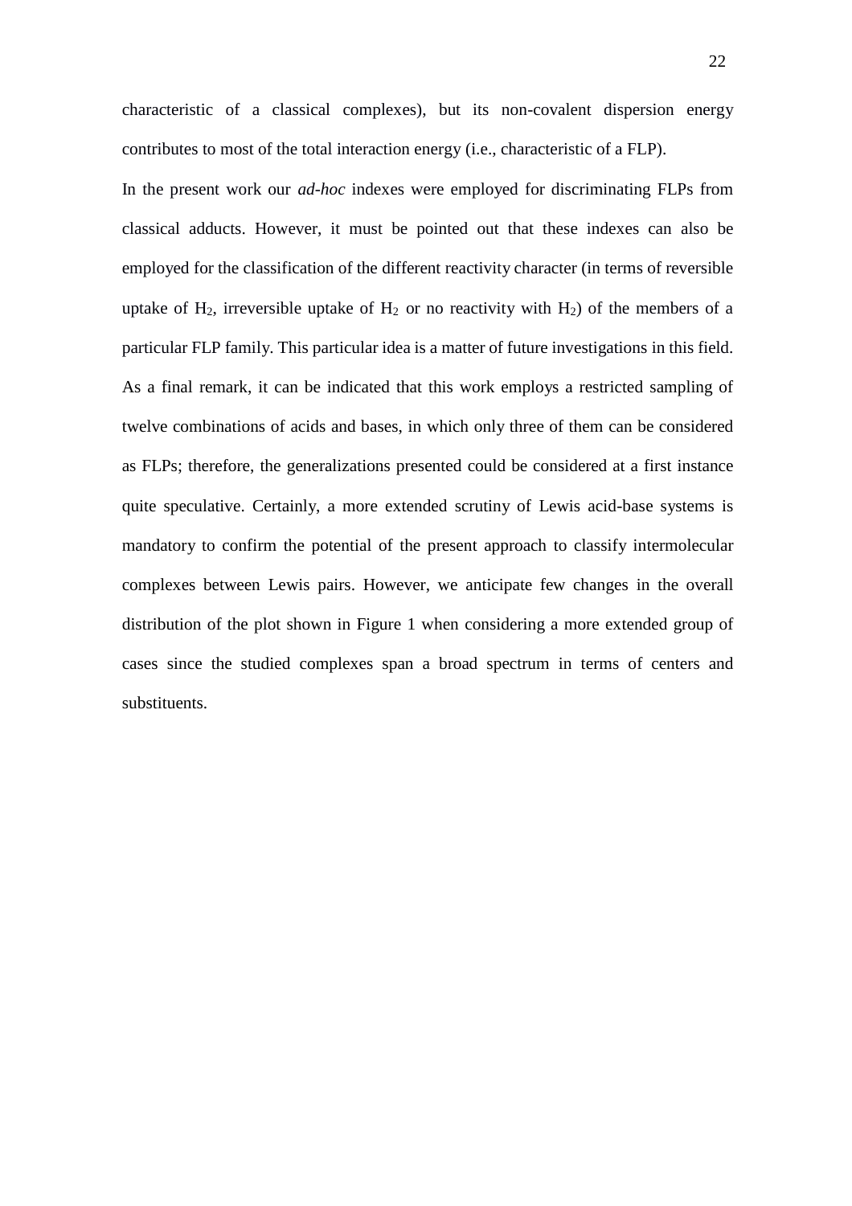characteristic of a classical complexes), but its non-covalent dispersion energy contributes to most of the total interaction energy (i.e., characteristic of a FLP).

In the present work our *ad-hoc* indexes were employed for discriminating FLPs from classical adducts. However, it must be pointed out that these indexes can also be employed for the classification of the different reactivity character (in terms of reversible uptake of $H_2$, irreversible uptake of $H_2$ or no reactivity with $H_2$) of the members of a particular FLP family. This particular idea is a matter of future investigations in this field. As a final remark, it can be indicated that this work employs a restricted sampling of twelve combinations of acids and bases, in which only three of them can be considered as FLPs; therefore, the generalizations presented could be considered at a first instance quite speculative. Certainly, a more extended scrutiny of Lewis acid-base systems is mandatory to confirm the potential of the present approach to classify intermolecular complexes between Lewis pairs. However, we anticipate few changes in the overall distribution of the plot shown in Figure 1 when considering a more extended group of cases since the studied complexes span a broad spectrum in terms of centers and substituents.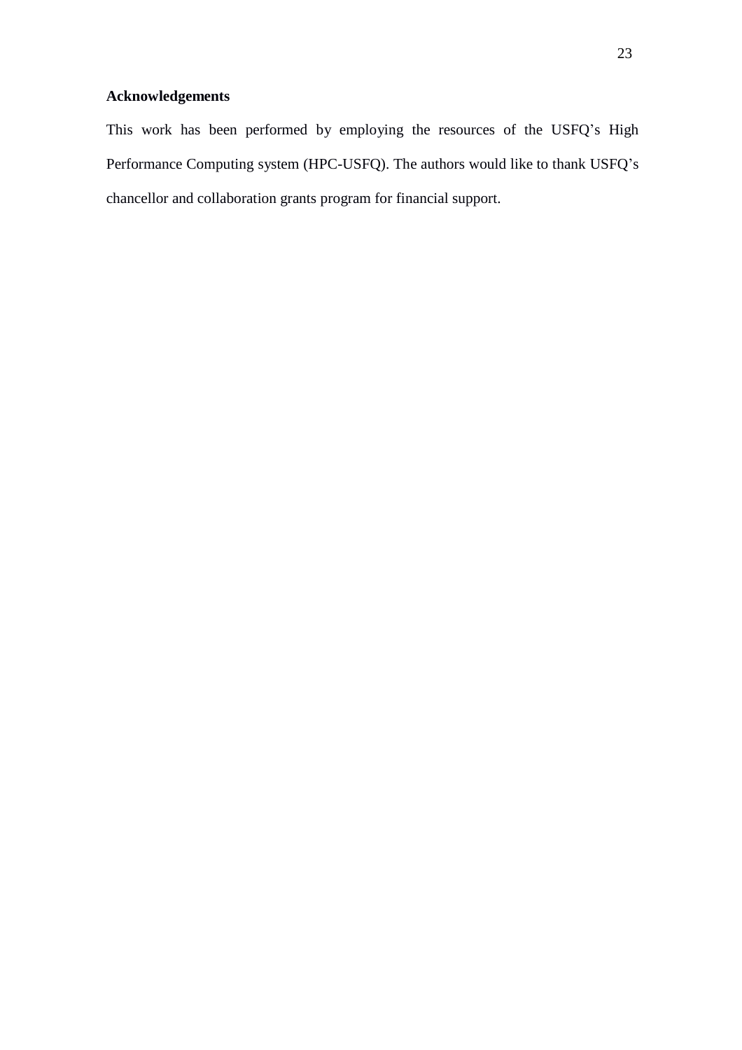## Acknowledgements

This work has been performed by employing the resources of the USFQ's High Performance Computing system (HPC-USFQ). The authors would like to thank USFQ's chancellor and collaboration grants program for financial support.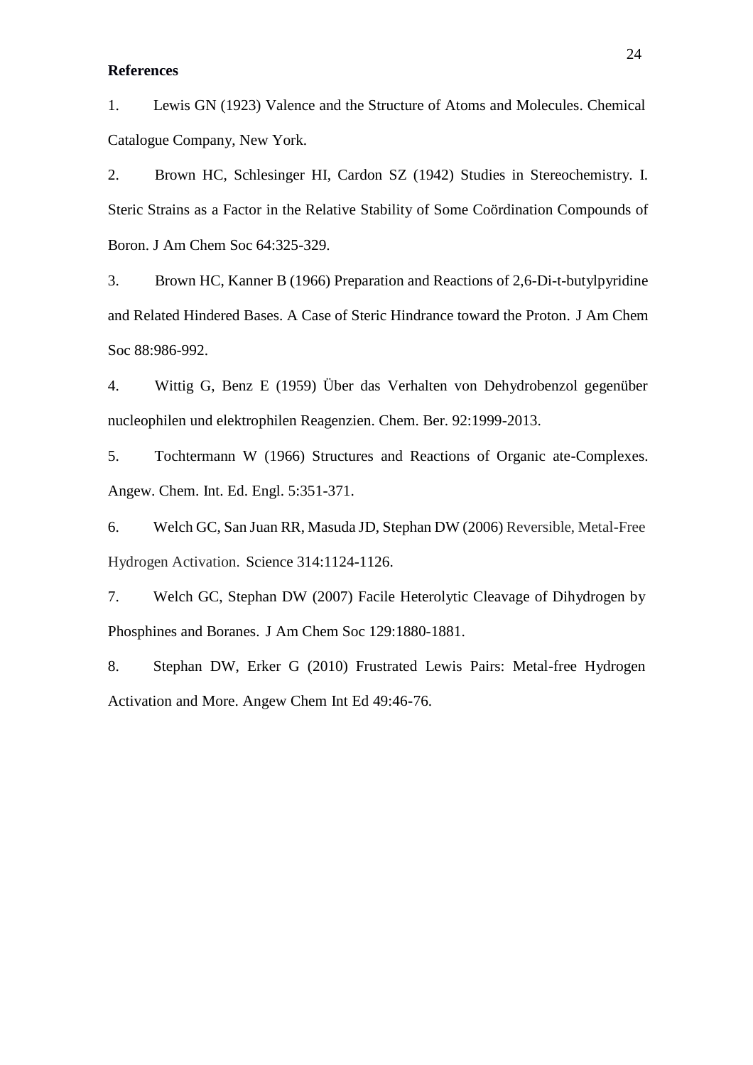**References**

1. Lewis GN (1923) Valence and the Structure of Atoms and Molecules. Chemical Catalogue Company, New York.

2. Brown HC, Schlesinger HI, Cardon SZ (1942) Studies in Stereochemistry. I. Steric Strains as a Factor in the Relative Stability of Some Coördination Compounds of Boron. J Am Chem Soc 64:325-329.

3. Brown HC, Kanner B (1966) Preparation and Reactions of 2,6-Di-t-butylpyridine and Related Hindered Bases. A Case of Steric Hindrance toward the Proton. J Am Chem Soc 88:986-992.

4. Wittig G, Benz E (1959) Über das Verhalten von Dehydrobenzol gegenüber nucleophilen und elektrophilen Reagenzien. Chem. Ber. 92:1999-2013.

5. Tochtermann W (1966) Structures and Reactions of Organic ate-Complexes. Angew. Chem. Int. Ed. Engl. 5:351-371.

6. Welch GC, San Juan RR, Masuda JD, Stephan DW (2006) Reversible, Metal-Free Hydrogen Activation. Science 314:1124-1126.

7. Welch GC, Stephan DW (2007) Facile Heterolytic Cleavage of Dihydrogen by Phosphines and Boranes. J Am Chem Soc 129:1880-1881.

8. Stephan DW, Erker G (2010) Frustrated Lewis Pairs: Metal-free Hydrogen Activation and More. Angew Chem Int Ed 49:46-76.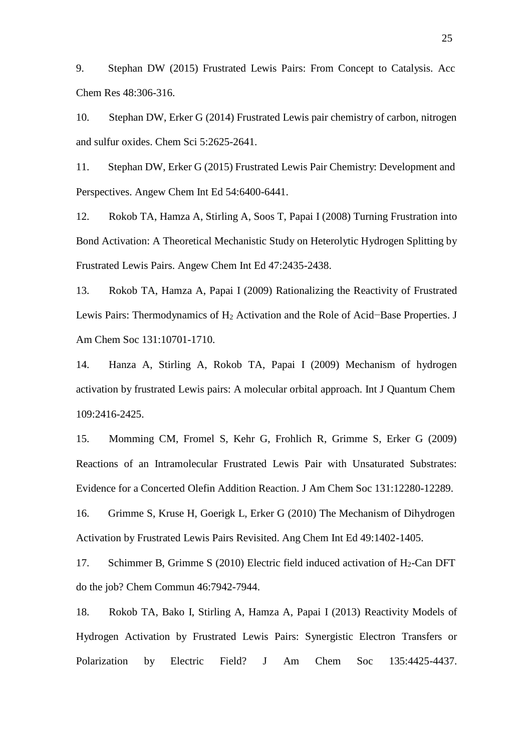9. Stephan DW (2015) Frustrated Lewis Pairs: From Concept to Catalysis. Acc Chem Res 48:306-316.

10. Stephan DW, Erker G (2014) Frustrated Lewis pair chemistry of carbon, nitrogen and sulfur oxides. Chem Sci 5:2625-2641.

11. Stephan DW, Erker G (2015) Frustrated Lewis Pair Chemistry: Development and Perspectives. Angew Chem Int Ed 54:6400-6441.

12. Rokob TA, Hamza A, Stirling A, Soos T, Papai I (2008) Turning Frustration into Bond Activation: A Theoretical Mechanistic Study on Heterolytic Hydrogen Splitting by Frustrated Lewis Pairs. Angew Chem Int Ed 47:2435-2438.

13. Rokob TA, Hamza A, Papai I (2009) Rationalizing the Reactivity of Frustrated Lewis Pairs: Thermodynamics of $H_2$ Activation and the Role of Acid−Base Properties. J Am Chem Soc 131:10701-1710.

14. Hanza A, Stirling A, Rokob TA, Papai I (2009) Mechanism of hydrogen activation by frustrated Lewis pairs: A molecular orbital approach. Int J Quantum Chem 109:2416-2425.

15. Momming CM, Fromel S, Kehr G, Frohlich R, Grimme S, Erker G (2009) Reactions of an Intramolecular Frustrated Lewis Pair with Unsaturated Substrates: Evidence for a Concerted Olefin Addition Reaction. J Am Chem Soc 131:12280-12289.

16. Grimme S, Kruse H, Goerigk L, Erker G (2010) The Mechanism of Dihydrogen Activation by Frustrated Lewis Pairs Revisited. Ang Chem Int Ed 49:1402-1405.

17. Schimmer B, Grimme S (2010) Electric field induced activation of $H_2$-Can DFT do the job? Chem Commun 46:7942-7944.

18. Rokob TA, Bako I, Stirling A, Hamza A, Papai I (2013) Reactivity Models of Hydrogen Activation by Frustrated Lewis Pairs: Synergistic Electron Transfers or Polarization by Electric Field? J Am Chem Soc 135:4425-4437.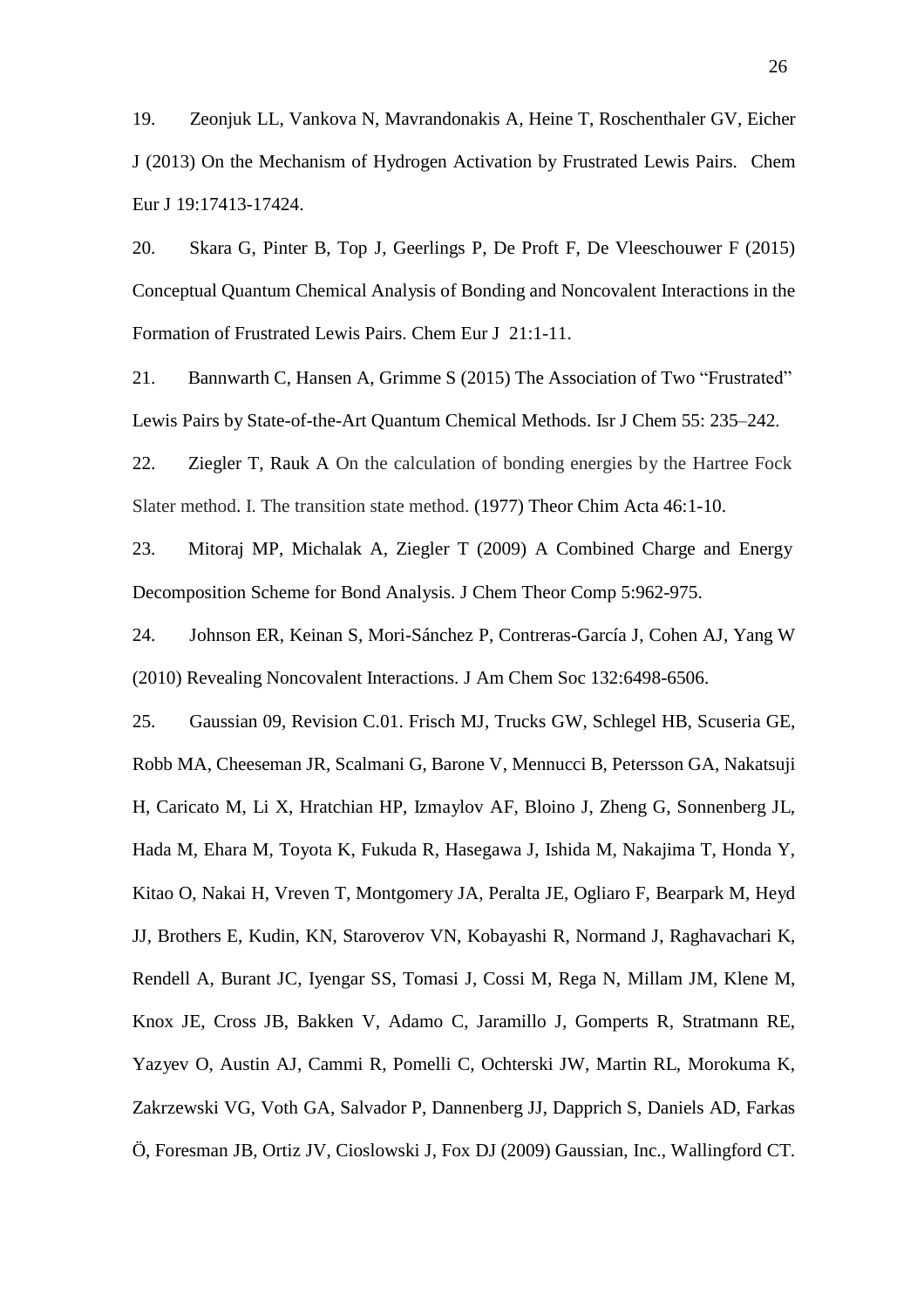19. Zeonjuk LL, Vankova N, Mavrandonakis A, Heine T, Roschenthaler GV, Eicher J (2013) On the Mechanism of Hydrogen Activation by Frustrated Lewis Pairs. Chem Eur J 19:17413-17424.

20. Skara G, Pinter B, Top J, Geerlings P, De Proft F, De Vleeschouwer F (2015) Conceptual Quantum Chemical Analysis of Bonding and Noncovalent Interactions in the Formation of Frustrated Lewis Pairs. Chem Eur J 21:1-11.

21. Bannwarth C, Hansen A, Grimme S (2015) The Association of Two "Frustrated" Lewis Pairs by State-of-the-Art Quantum Chemical Methods. Isr J Chem 55: 235–242.

22. Ziegler T, Rauk A On the calculation of bonding energies by the Hartree Fock Slater method. I. The transition state method. (1977) Theor Chim Acta 46:1-10.

23. Mitoraj MP, Michalak A, Ziegler T (2009) A Combined Charge and Energy Decomposition Scheme for Bond Analysis. J Chem Theor Comp 5:962-975.

24. Johnson ER, Keinan S, Mori-Sánchez P, Contreras-García J, Cohen AJ, Yang W (2010) Revealing Noncovalent Interactions. J Am Chem Soc 132:6498-6506.

25. Gaussian 09, Revision C.01. Frisch MJ, Trucks GW, Schlegel HB, Scuseria GE, Robb MA, Cheeseman JR, Scalmani G, Barone V, Mennucci B, Petersson GA, Nakatsuji H, Caricato M, Li X, Hratchian HP, Izmaylov AF, Bloino J, Zheng G, Sonnenberg JL, Hada M, Ehara M, Toyota K, Fukuda R, Hasegawa J, Ishida M, Nakajima T, Honda Y, Kitao O, Nakai H, Vreven T, Montgomery JA, Peralta JE, Ogliaro F, Bearpark M, Heyd JJ, Brothers E, Kudin, KN, Staroverov VN, Kobayashi R, Normand J, Raghavachari K, Rendell A, Burant JC, Iyengar SS, Tomasi J, Cossi M, Rega N, Millam JM, Klene M, Knox JE, Cross JB, Bakken V, Adamo C, Jaramillo J, Gomperts R, Stratmann RE, Yazyev O, Austin AJ, Cammi R, Pomelli C, Ochterski JW, Martin RL, Morokuma K, Zakrzewski VG, Voth GA, Salvador P, Dannenberg JJ, Dapprich S, Daniels AD, Farkas Ö, Foresman JB, Ortiz JV, Cioslowski J, Fox DJ (2009) Gaussian, Inc., Wallingford CT.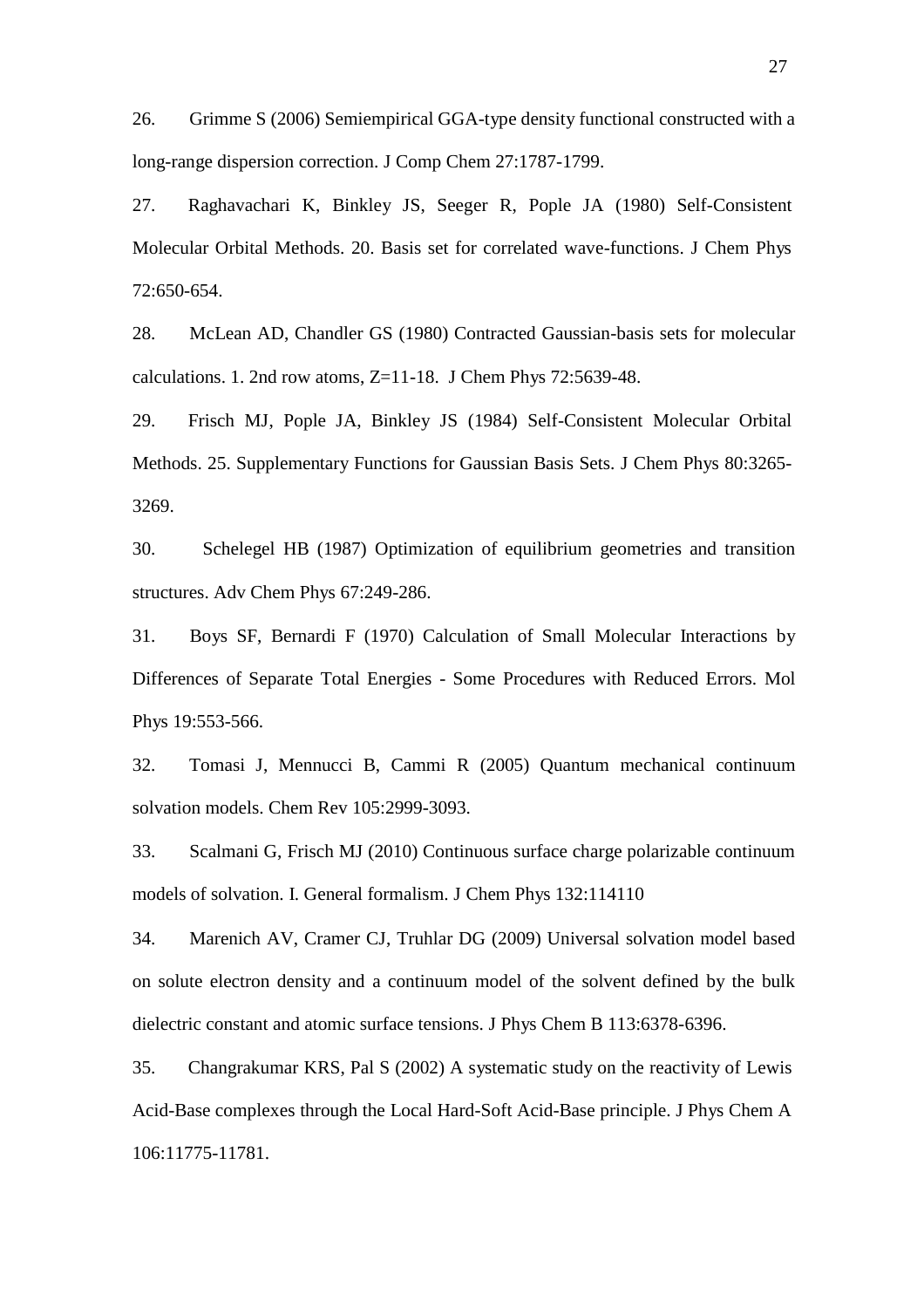26. Grimme S (2006) Semiempirical GGA-type density functional constructed with a long-range dispersion correction. J Comp Chem 27:1787-1799.

27. Raghavachari K, Binkley JS, Seeger R, Pople JA (1980) Self-Consistent Molecular Orbital Methods. 20. Basis set for correlated wave-functions. J Chem Phys 72:650-654.

28. McLean AD, Chandler GS (1980) Contracted Gaussian-basis sets for molecular calculations. 1. 2nd row atoms, Z=11-18. J Chem Phys 72:5639-48.

29. Frisch MJ, Pople JA, Binkley JS (1984) Self-Consistent Molecular Orbital Methods. 25. Supplementary Functions for Gaussian Basis Sets. J Chem Phys 80:3265-3269.

30. Schelegel HB (1987) Optimization of equilibrium geometries and transition structures. Adv Chem Phys 67:249-286.

31. Boys SF, Bernardi F (1970) Calculation of Small Molecular Interactions by Differences of Separate Total Energies - Some Procedures with Reduced Errors. Mol Phys 19:553-566.

32. Tomasi J, Mennucci B, Cammi R (2005) Quantum mechanical continuum solvation models. Chem Rev 105:2999-3093.

33. Scalmani G, Frisch MJ (2010) Continuous surface charge polarizable continuum models of solvation. I. General formalism. J Chem Phys 132:114110

34. Marenich AV, Cramer CJ, Truhlar DG (2009) Universal solvation model based on solute electron density and a continuum model of the solvent defined by the bulk dielectric constant and atomic surface tensions. J Phys Chem B 113:6378-6396.

35. Changrakumar KRS, Pal S (2002) A systematic study on the reactivity of Lewis Acid-Base complexes through the Local Hard-Soft Acid-Base principle. J Phys Chem A 106:11775-11781.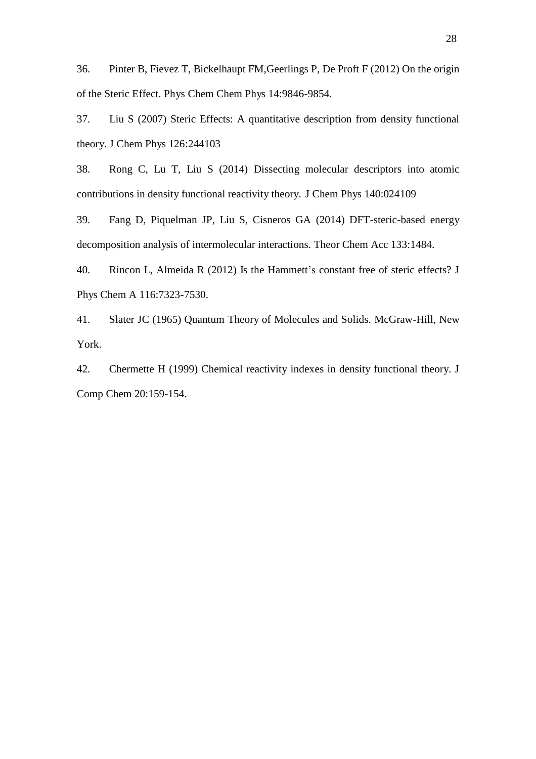36. Pinter B, Fievez T, Bickelhaupt FM,Geerlings P, De Proft F (2012) On the origin of the Steric Effect. Phys Chem Chem Phys 14:9846-9854.

37. Liu S (2007) Steric Effects: A quantitative description from density functional theory. J Chem Phys 126:244103

38. Rong C, Lu T, Liu S (2014) Dissecting molecular descriptors into atomic contributions in density functional reactivity theory. J Chem Phys 140:024109

39. Fang D, Piquelman JP, Liu S, Cisneros GA (2014) DFT-steric-based energy decomposition analysis of intermolecular interactions. Theor Chem Acc 133:1484.

40. Rincon L, Almeida R (2012) Is the Hammett's constant free of steric effects? J Phys Chem A 116:7323-7530.

41. Slater JC (1965) Quantum Theory of Molecules and Solids. McGraw-Hill, New York.

42. Chermette H (1999) Chemical reactivity indexes in density functional theory. J Comp Chem 20:159-154.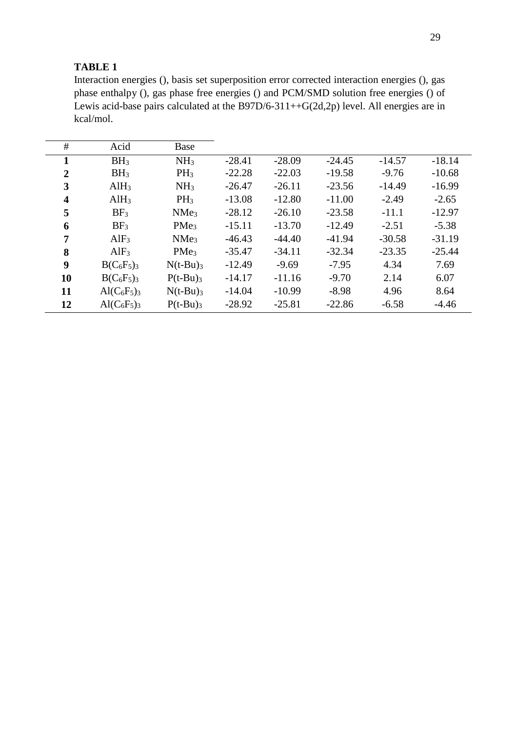**TABLE 1**

Interaction energies (), basis set superposition error corrected interaction energies (), gas phase enthalpy (), gas phase free energies () and PCM/SMD solution free energies () of Lewis acid-base pairs calculated at the B97D/6-311++G(2d,2p) level. All energies are in kcal/mol.

| # | Acid | Base | | | | | |
|---|---|---|---|---|---|---|---|
| **1** | $BH_3$ | $NH_3$ | -28.41 | -28.09 | -24.45 | -14.57 | -18.14 |
| **2** | $BH_3$ | $PH_3$ | -22.28 | -22.03 | -19.58 | -9.76 | -10.68 |
| **3** | $AlH_3$ | $NH_3$ | -26.47 | -26.11 | -23.56 | -14.49 | -16.99 |
| **4** | $AlH_3$ | $PH_3$ | -13.08 | -12.80 | -11.00 | -2.49 | -2.65 |
| **5** | $BF_3$ | $NMe_3$ | -28.12 | -26.10 | -23.58 | -11.1 | -12.97 |
| **6** | $BF_3$ | $PMe_3$ | -15.11 | -13.70 | -12.49 | -2.51 | -5.38 |
| **7** | $AlF_3$ | $NMe_3$ | -46.43 | -44.40 | -41.94 | -30.58 | -31.19 |
| **8** | $AlF_3$ | $PMe_3$ | -35.47 | -34.11 | -32.34 | -23.35 | -25.44 |
| **9** | $B(C_6F_5)_3$ | $N(t\text{-}Bu)_3$ | -12.49 | -9.69 | -7.95 | 4.34 | 7.69 |
| **10** | $B(C_6F_5)_3$ | $P(t\text{-}Bu)_3$ | -14.17 | -11.16 | -9.70 | 2.14 | 6.07 |
| **11** | $Al(C_6F_5)_3$ | $N(t\text{-}Bu)_3$ | -14.04 | -10.99 | -8.98 | 4.96 | 8.64 |
| **12** | $Al(C_6F_5)_3$ | $P(t\text{-}Bu)_3$ | -28.92 | -25.81 | -22.86 | -6.58 | -4.46 |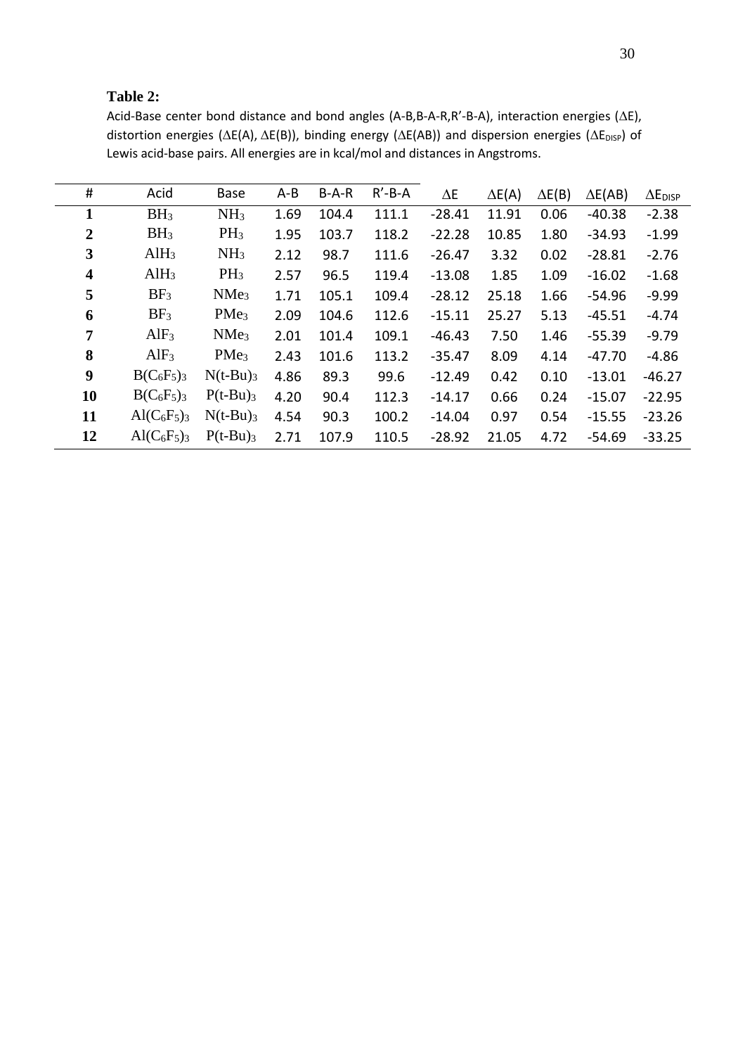**Table 2:**

Acid-Base center bond distance and bond angles (A-B,B-A-R,R'-B-A), interaction energies ($\Delta$E), distortion energies ($\Delta$E(A), $\Delta$E(B)), binding energy ($\Delta$E(AB)) and dispersion energies ($\Delta E_{DISP}$) of Lewis acid-base pairs. All energies are in kcal/mol and distances in Angstroms.

| # | Acid | Base | A-B | B-A-R | R'-B-A | $\Delta$E | $\Delta$E(A) | $\Delta$E(B) | $\Delta$E(AB) | $\Delta E_{DISP}$ |
|---|---|---|---|---|---|---|---|---|---|---|
| **1** | $BH_3$ | $NH_3$ | 1.69 | 104.4 | 111.1 | -28.41 | 11.91 | 0.06 | -40.38 | -2.38 |
| **2** | $BH_3$ | $PH_3$ | 1.95 | 103.7 | 118.2 | -22.28 | 10.85 | 1.80 | -34.93 | -1.99 |
| **3** | $AlH_3$ | $NH_3$ | 2.12 | 98.7 | 111.6 | -26.47 | 3.32 | 0.02 | -28.81 | -2.76 |
| **4** | $AlH_3$ | $PH_3$ | 2.57 | 96.5 | 119.4 | -13.08 | 1.85 | 1.09 | -16.02 | -1.68 |
| **5** | $BF_3$ | $NMe_3$ | 1.71 | 105.1 | 109.4 | -28.12 | 25.18 | 1.66 | -54.96 | -9.99 |
| **6** | $BF_3$ | $PMe_3$ | 2.09 | 104.6 | 112.6 | -15.11 | 25.27 | 5.13 | -45.51 | -4.74 |
| **7** | $AlF_3$ | $NMe_3$ | 2.01 | 101.4 | 109.1 | -46.43 | 7.50 | 1.46 | -55.39 | -9.79 |
| **8** | $AlF_3$ | $PMe_3$ | 2.43 | 101.6 | 113.2 | -35.47 | 8.09 | 4.14 | -47.70 | -4.86 |
| **9** | $B(C_6F_5)_3$ | $N(t\text{-}Bu)_3$ | 4.86 | 89.3 | 99.6 | -12.49 | 0.42 | 0.10 | -13.01 | -46.27 |
| **10** | $B(C_6F_5)_3$ | $P(t\text{-}Bu)_3$ | 4.20 | 90.4 | 112.3 | -14.17 | 0.66 | 0.24 | -15.07 | -22.95 |
| **11** | $Al(C_6F_5)_3$ | $N(t\text{-}Bu)_3$ | 4.54 | 90.3 | 100.2 | -14.04 | 0.97 | 0.54 | -15.55 | -23.26 |
| **12** | $Al(C_6F_5)_3$ | $P(t\text{-}Bu)_3$ | 2.71 | 107.9 | 110.5 | -28.92 | 21.05 | 4.72 | -54.69 | -33.25 |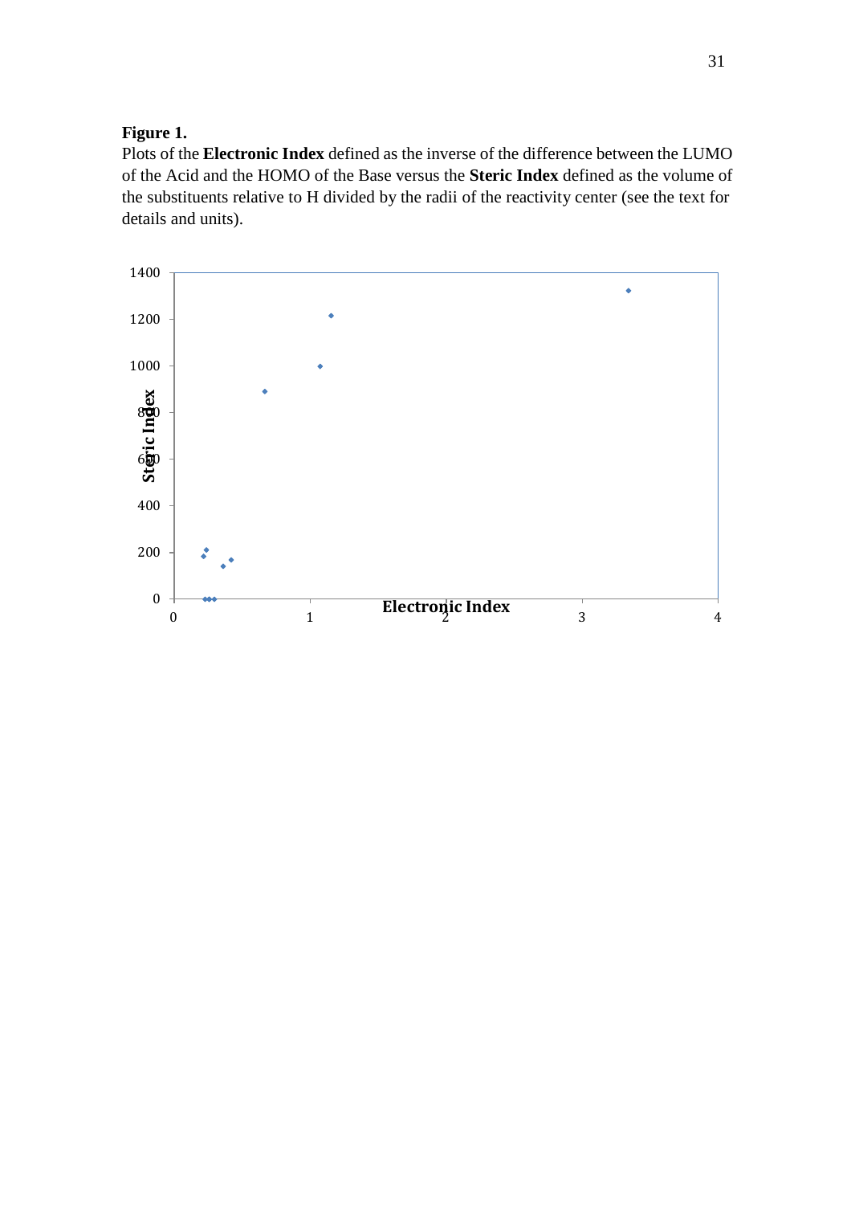**Figure 1.**

Plots of the **Electronic Index** defined as the inverse of the difference between the LUMO of the Acid and the HOMO of the Base versus the **Steric Index** defined as the volume of the substituents relative to H divided by the radii of the reactivity center (see the text for details and units).

Steric Index

1400
1200
1000
800
600
400
200
0

0
1
2
3
4

Electronic Index